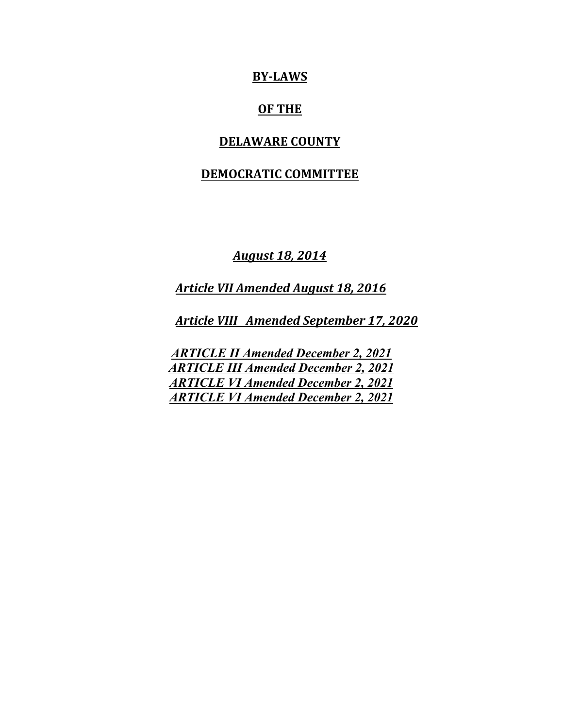# BY-LAWS

# OF THE

# DELAWARE COUNTY

# DEMOCRATIC COMMITTEE

***August 18, 2014***

***Article VII Amended August 18, 2016***

***Article VIII Amended September 17, 2020***

***ARTICLE II Amended December 2, 2021***
***ARTICLE III Amended December 2, 2021***
***ARTICLE VI Amended December 2, 2021***
***ARTICLE VI Amended December 2, 2021***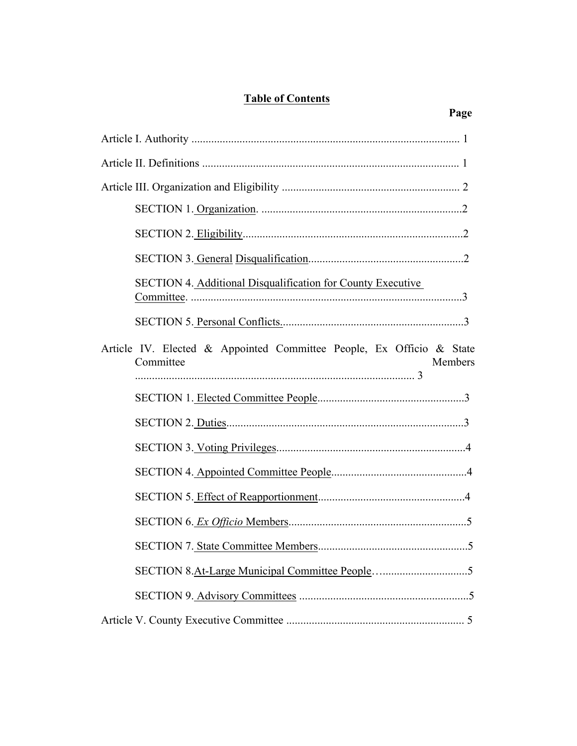# **Table of Contents**

**Page**

Article I. Authority ............................................................................................... 1

Article II. Definitions ........................................................................................... 1

Article III. Organization and Eligibility ............................................................... 2

SECTION 1. Organization. .......................................................................2

SECTION 2. Eligibility..............................................................................2

SECTION 3. General Disqualification.......................................................2

SECTION 4. Additional Disqualification for County Executive Committee. ................................................................................................3

SECTION 5. Personal Conflicts.................................................................3

Article IV. Elected & Appointed Committee People, Ex Officio & State Committee Members .................................................................................................. 3

SECTION 1. Elected Committee People....................................................3

SECTION 2. Duties....................................................................................3

SECTION 3. Voting Privileges..................................................................4

SECTION 4. Appointed Committee People...............................................4

SECTION 5. Effect of Reapportionment...................................................4

SECTION 6. *Ex Officio* Members...............................................................5

SECTION 7. State Committee Members.....................................................5

SECTION 8.At-Large Municipal Committee People…..............................5

SECTION 9. Advisory Committees ............................................................5

Article V. County Executive Committee ............................................................... 5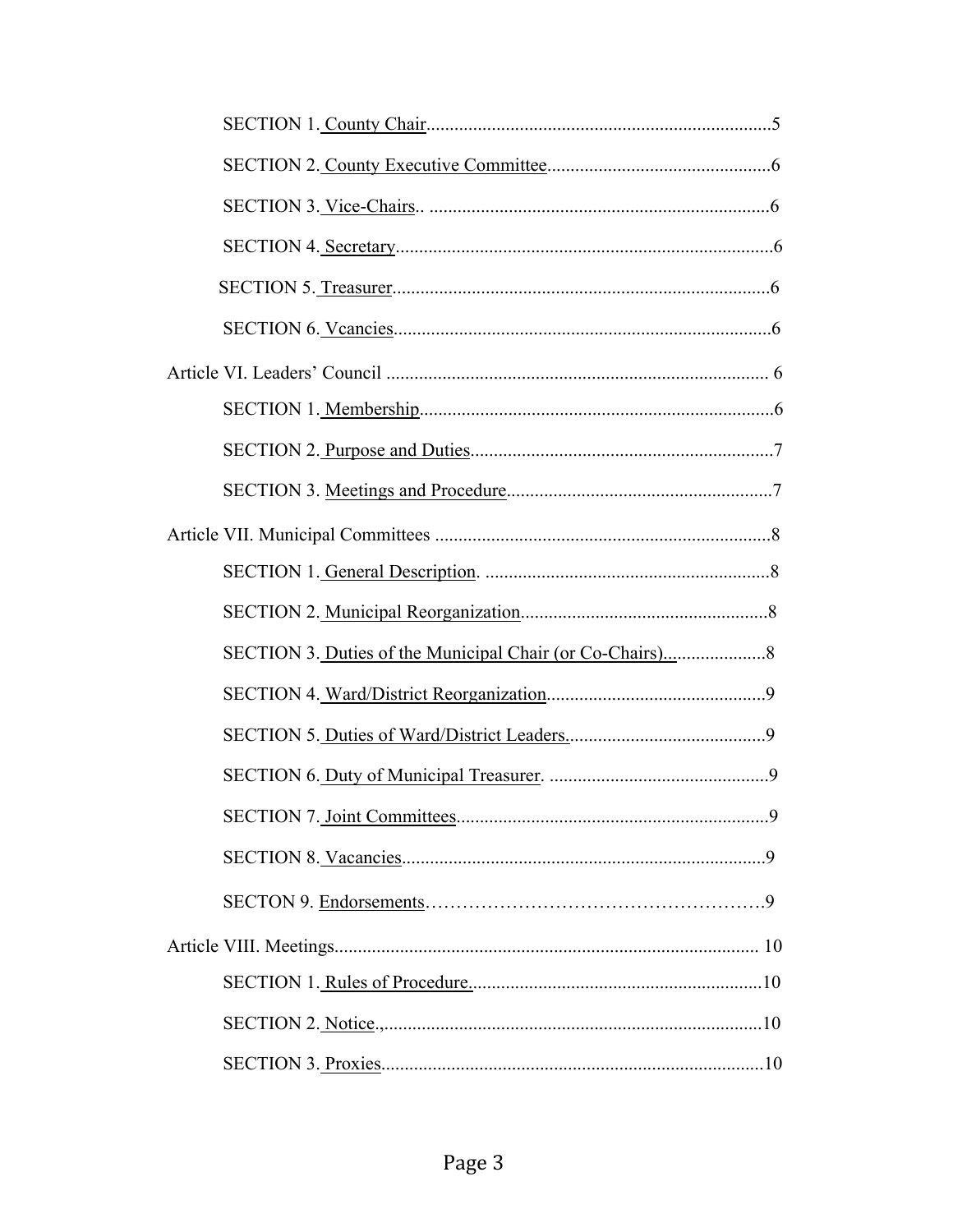SECTION 1. County Chair..........................................................................5

SECTION 2. County Executive Committee................................................6

SECTION 3. Vice-Chairs.. ..........................................................................6

SECTION 4. Secretary.................................................................................6

SECTION 5. Treasurer.................................................................................6

SECTION 6. Vcancies.................................................................................6

Article VI. Leaders' Council .................................................................................. 6

SECTION 1. Membership............................................................................6

SECTION 2. Purpose and Duties.................................................................7

SECTION 3. Meetings and Procedure.........................................................7

Article VII. Municipal Committees ........................................................................8

SECTION 1. General Description. .............................................................8

SECTION 2. Municipal Reorganization.....................................................8

SECTION 3. Duties of the Municipal Chair (or Co-Chairs)......................8

SECTION 4. Ward/District Reorganization...............................................9

SECTION 5. Duties of Ward/District Leaders...........................................9

SECTION 6. Duty of Municipal Treasurer. ...............................................9

SECTION 7. Joint Committees..................................................................9

SECTION 8. Vacancies..............................................................................9

SECTON 9. Endorsements……………………………………………….9

Article VIII. Meetings........................................................................................... 10

SECTION 1. Rules of Procedure...............................................................10

SECTION 2. Notice.,.................................................................................10

SECTION 3. Proxies..................................................................................10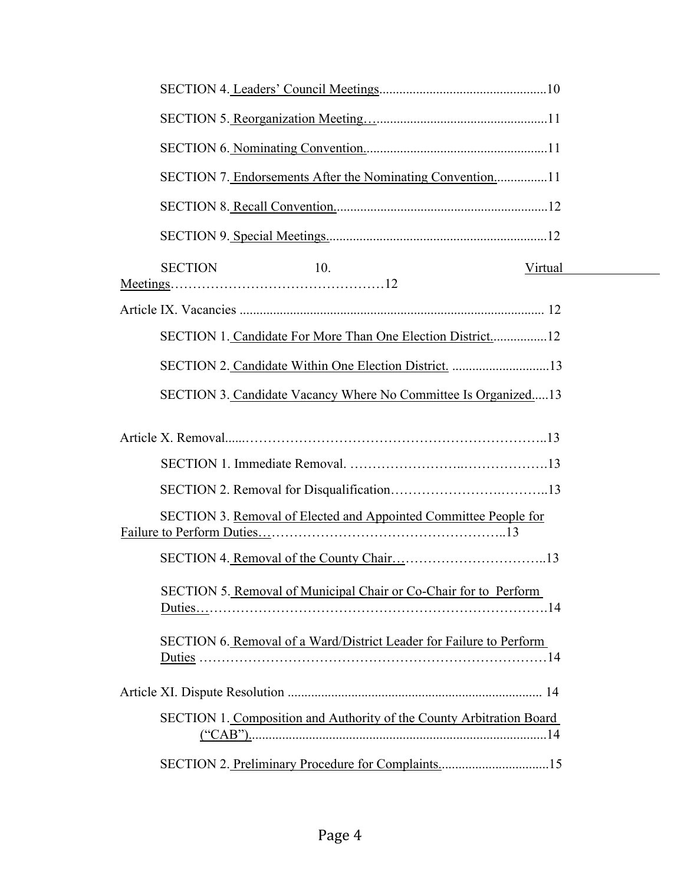SECTION 4. Leaders' Council Meetings..................................................10

SECTION 5. Reorganization Meeting…..................................................11

SECTION 6. Nominating Convention.....................................................11

SECTION 7. Endorsements After the Nominating Convention...............11

SECTION 8. Recall Convention...............................................................12

SECTION 9. Special Meetings.................................................................12

SECTION 10. Virtual Meetings…………………………………………12

Article IX. Vacancies .......................................................................................... 12

SECTION 1. Candidate For More Than One Election District................12

SECTION 2. Candidate Within One Election District. ............................13

SECTION 3. Candidate Vacancy Where No Committee Is Organized.....13

Article X. Removal.....……………………………………………………………..13

SECTION 1. Immediate Removal. ……………………..……………….13

SECTION 2. Removal for Disqualification……………………….………..13

SECTION 3. Removal of Elected and Appointed Committee People for Failure to Perform Duties…………………………………………………..13

SECTION 4. Removal of the County Chair…………………………….13

SECTION 5. Removal of Municipal Chair or Co-Chair for to Perform Duties…………………………………………………………………….14

SECTION 6. Removal of a Ward/District Leader for Failure to Perform Duties ………………………………………………………………….14

Article XI. Dispute Resolution ........................................................................... 14

SECTION 1. Composition and Authority of the County Arbitration Board ("CAB")........................................................................................14

SECTION 2. Preliminary Procedure for Complaints...............................15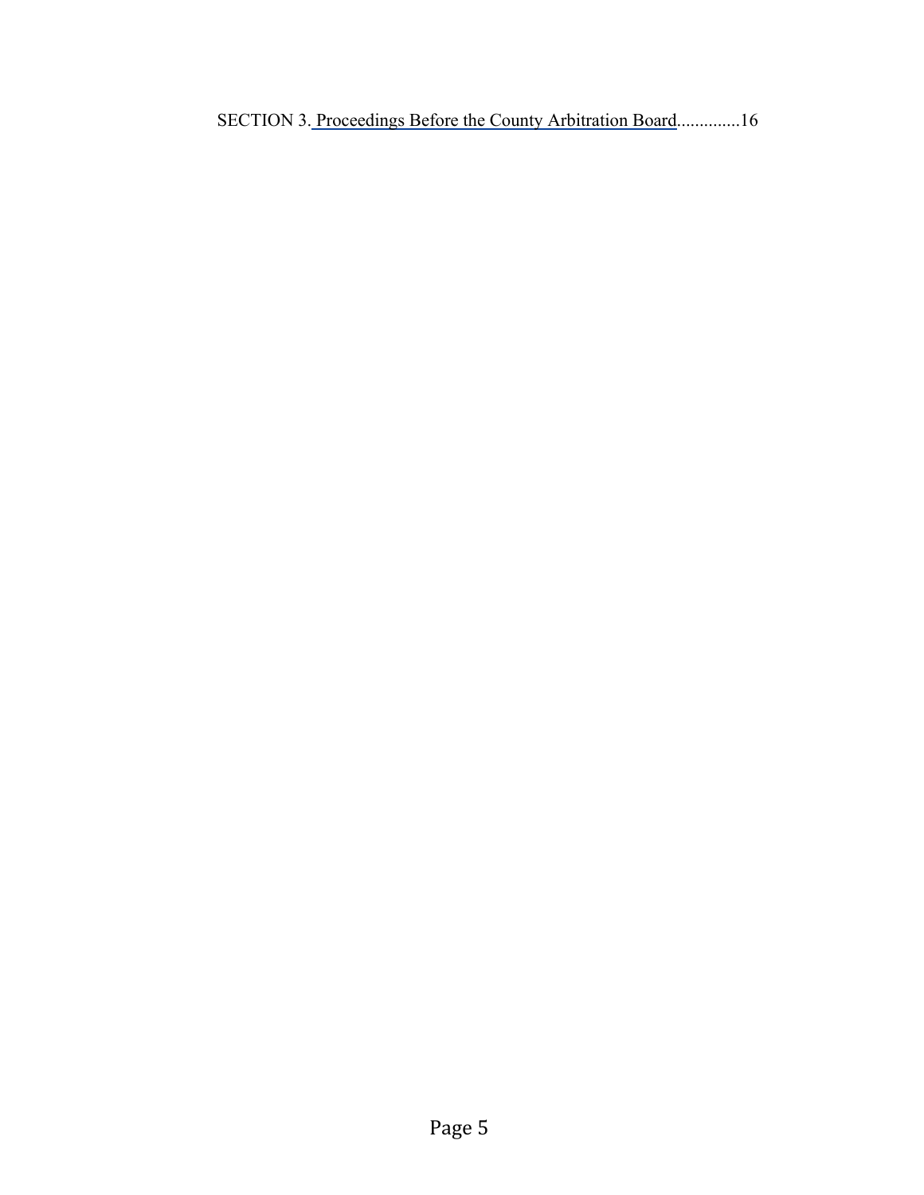SECTION 3. Proceedings Before the County Arbitration Board.............16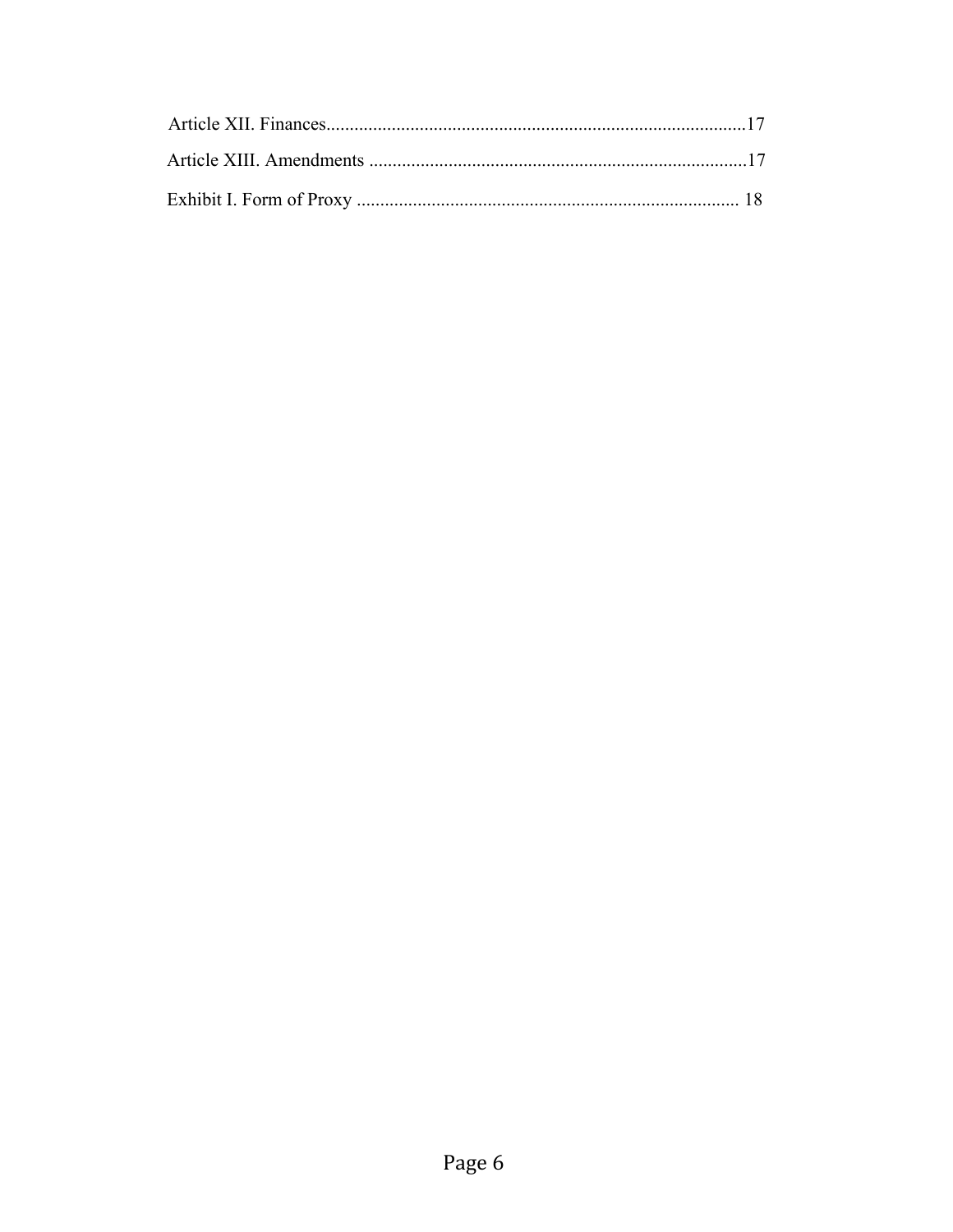Article XII. Finances.........................................................................................17

Article XIII. Amendments .................................................................................17

Exhibit I. Form of Proxy .................................................................................. 18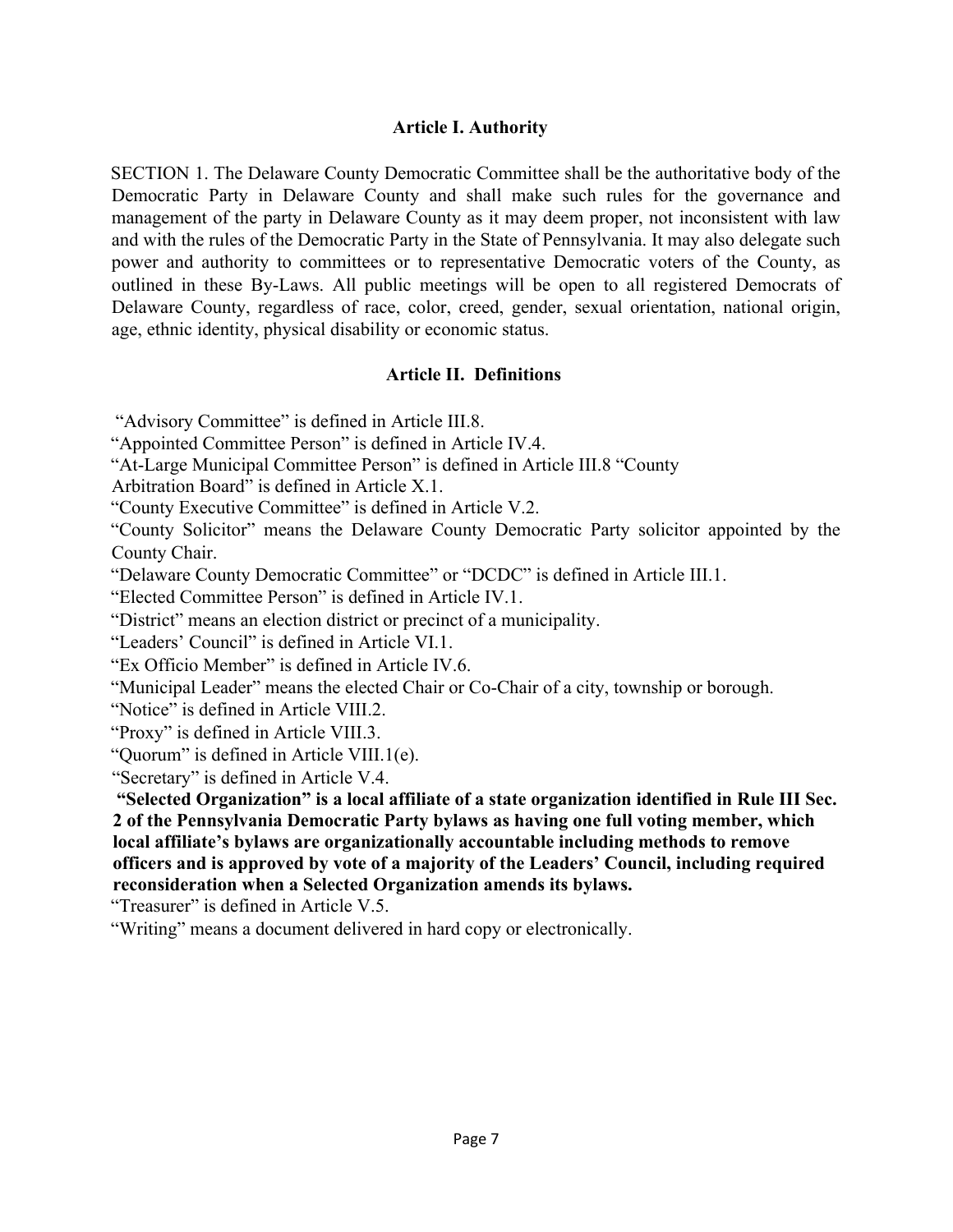## Article I. Authority

SECTION 1. The Delaware County Democratic Committee shall be the authoritative body of the Democratic Party in Delaware County and shall make such rules for the governance and management of the party in Delaware County as it may deem proper, not inconsistent with law and with the rules of the Democratic Party in the State of Pennsylvania. It may also delegate such power and authority to committees or to representative Democratic voters of the County, as outlined in these By-Laws. All public meetings will be open to all registered Democrats of Delaware County, regardless of race, color, creed, gender, sexual orientation, national origin, age, ethnic identity, physical disability or economic status.

## Article II. Definitions

"Advisory Committee" is defined in Article III.8.
"Appointed Committee Person" is defined in Article IV.4.
"At-Large Municipal Committee Person" is defined in Article III.8 "County Arbitration Board" is defined in Article X.1.
"County Executive Committee" is defined in Article V.2.
"County Solicitor" means the Delaware County Democratic Party solicitor appointed by the County Chair.
"Delaware County Democratic Committee" or "DCDC" is defined in Article III.1.
"Elected Committee Person" is defined in Article IV.1.
"District" means an election district or precinct of a municipality.
"Leaders' Council" is defined in Article VI.1.
"Ex Officio Member" is defined in Article IV.6.
"Municipal Leader" means the elected Chair or Co-Chair of a city, township or borough.
"Notice" is defined in Article VIII.2.
"Proxy" is defined in Article VIII.3.
"Quorum" is defined in Article VIII.1(e).
"Secretary" is defined in Article V.4.
**"Selected Organization" is a local affiliate of a state organization identified in Rule III Sec. 2 of the Pennsylvania Democratic Party bylaws as having one full voting member, which local affiliate's bylaws are organizationally accountable including methods to remove officers and is approved by vote of a majority of the Leaders' Council, including required reconsideration when a Selected Organization amends its bylaws.**
"Treasurer" is defined in Article V.5.
"Writing" means a document delivered in hard copy or electronically.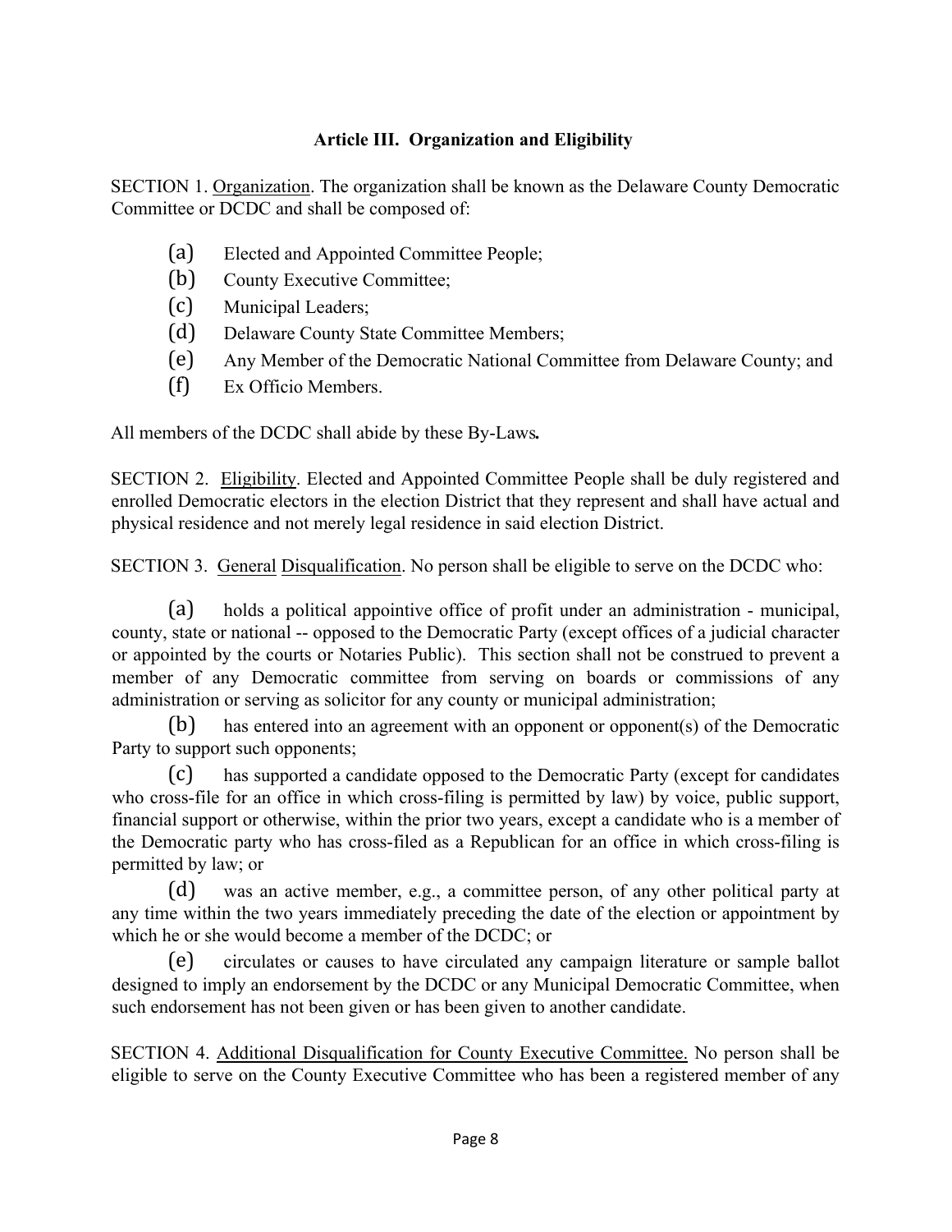### Article III. Organization and Eligibility

SECTION 1. Organization. The organization shall be known as the Delaware County Democratic Committee or DCDC and shall be composed of:

(a) Elected and Appointed Committee People;
(b) County Executive Committee;
(c) Municipal Leaders;
(d) Delaware County State Committee Members;
(e) Any Member of the Democratic National Committee from Delaware County; and
(f) Ex Officio Members.

All members of the DCDC shall abide by these By-Laws**.**

SECTION 2. Eligibility. Elected and Appointed Committee People shall be duly registered and enrolled Democratic electors in the election District that they represent and shall have actual and physical residence and not merely legal residence in said election District.

SECTION 3. General Disqualification. No person shall be eligible to serve on the DCDC who:

(a) holds a political appointive office of profit under an administration - municipal, county, state or national -- opposed to the Democratic Party (except offices of a judicial character or appointed by the courts or Notaries Public). This section shall not be construed to prevent a member of any Democratic committee from serving on boards or commissions of any administration or serving as solicitor for any county or municipal administration;

(b) has entered into an agreement with an opponent or opponent(s) of the Democratic Party to support such opponents;

(c) has supported a candidate opposed to the Democratic Party (except for candidates who cross-file for an office in which cross-filing is permitted by law) by voice, public support, financial support or otherwise, within the prior two years, except a candidate who is a member of the Democratic party who has cross-filed as a Republican for an office in which cross-filing is permitted by law; or

(d) was an active member, e.g., a committee person, of any other political party at any time within the two years immediately preceding the date of the election or appointment by which he or she would become a member of the DCDC; or

(e) circulates or causes to have circulated any campaign literature or sample ballot designed to imply an endorsement by the DCDC or any Municipal Democratic Committee, when such endorsement has not been given or has been given to another candidate.

SECTION 4. Additional Disqualification for County Executive Committee. No person shall be eligible to serve on the County Executive Committee who has been a registered member of any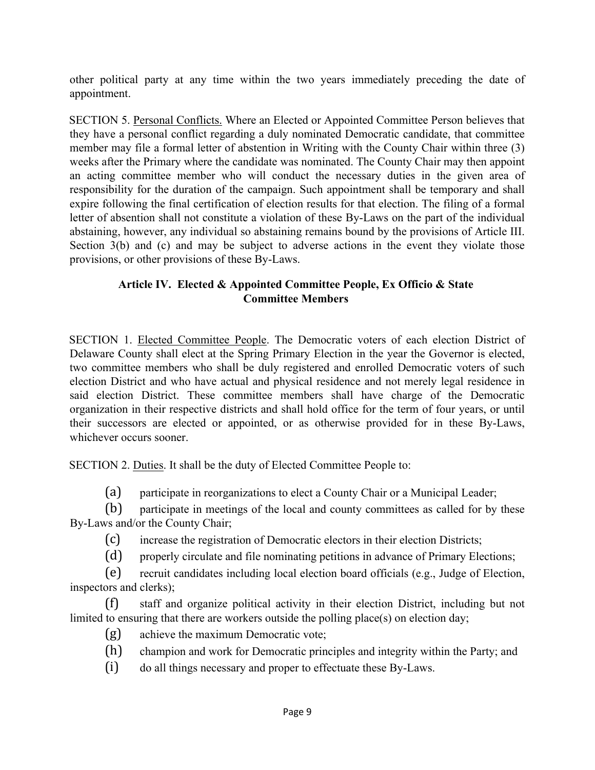other political party at any time within the two years immediately preceding the date of appointment.

SECTION 5. <u>Personal Conflicts.</u> Where an Elected or Appointed Committee Person believes that they have a personal conflict regarding a duly nominated Democratic candidate, that committee member may file a formal letter of abstention in Writing with the County Chair within three (3) weeks after the Primary where the candidate was nominated. The County Chair may then appoint an acting committee member who will conduct the necessary duties in the given area of responsibility for the duration of the campaign. Such appointment shall be temporary and shall expire following the final certification of election results for that election. The filing of a formal letter of absention shall not constitute a violation of these By-Laws on the part of the individual abstaining, however, any individual so abstaining remains bound by the provisions of Article III. Section 3(b) and (c) and may be subject to adverse actions in the event they violate those provisions, or other provisions of these By-Laws.

## Article IV. Elected & Appointed Committee People, Ex Officio & State Committee Members

SECTION 1. <u>Elected Committee People</u>. The Democratic voters of each election District of Delaware County shall elect at the Spring Primary Election in the year the Governor is elected, two committee members who shall be duly registered and enrolled Democratic voters of such election District and who have actual and physical residence and not merely legal residence in said election District. These committee members shall have charge of the Democratic organization in their respective districts and shall hold office for the term of four years, or until their successors are elected or appointed, or as otherwise provided for in these By-Laws, whichever occurs sooner.

SECTION 2. <u>Duties</u>. It shall be the duty of Elected Committee People to:

(a) participate in reorganizations to elect a County Chair or a Municipal Leader;

(b) participate in meetings of the local and county committees as called for by these By-Laws and/or the County Chair;

(c) increase the registration of Democratic electors in their election Districts;

(d) properly circulate and file nominating petitions in advance of Primary Elections;

(e) recruit candidates including local election board officials (e.g., Judge of Election, inspectors and clerks);

(f) staff and organize political activity in their election District, including but not limited to ensuring that there are workers outside the polling place(s) on election day;

(g) achieve the maximum Democratic vote;

(h) champion and work for Democratic principles and integrity within the Party; and

(i) do all things necessary and proper to effectuate these By-Laws.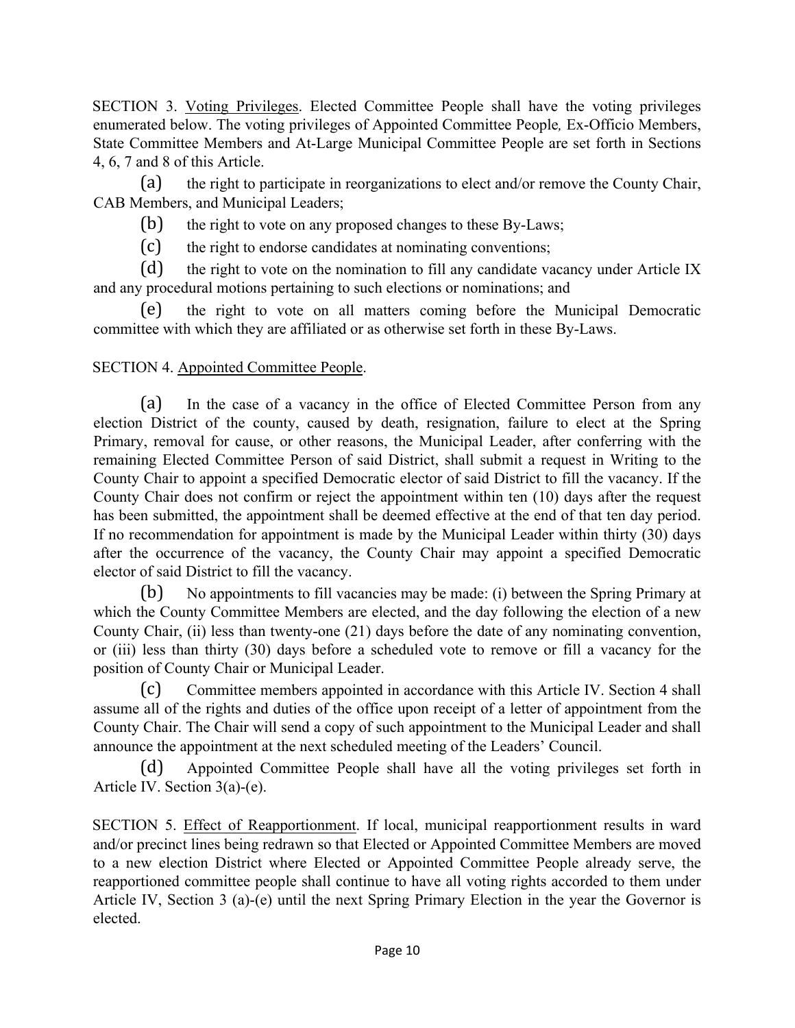SECTION 3. Voting Privileges. Elected Committee People shall have the voting privileges enumerated below. The voting privileges of Appointed Committee People*,* Ex-Officio Members, State Committee Members and At-Large Municipal Committee People are set forth in Sections 4, 6, 7 and 8 of this Article.

(a) the right to participate in reorganizations to elect and/or remove the County Chair, CAB Members, and Municipal Leaders;

(b) the right to vote on any proposed changes to these By-Laws;

(c) the right to endorse candidates at nominating conventions;

(d) the right to vote on the nomination to fill any candidate vacancy under Article IX and any procedural motions pertaining to such elections or nominations; and

(e) the right to vote on all matters coming before the Municipal Democratic committee with which they are affiliated or as otherwise set forth in these By-Laws.

SECTION 4. Appointed Committee People.

(a) In the case of a vacancy in the office of Elected Committee Person from any election District of the county, caused by death, resignation, failure to elect at the Spring Primary, removal for cause, or other reasons, the Municipal Leader, after conferring with the remaining Elected Committee Person of said District, shall submit a request in Writing to the County Chair to appoint a specified Democratic elector of said District to fill the vacancy. If the County Chair does not confirm or reject the appointment within ten (10) days after the request has been submitted, the appointment shall be deemed effective at the end of that ten day period. If no recommendation for appointment is made by the Municipal Leader within thirty (30) days after the occurrence of the vacancy, the County Chair may appoint a specified Democratic elector of said District to fill the vacancy.

(b) No appointments to fill vacancies may be made: (i) between the Spring Primary at which the County Committee Members are elected, and the day following the election of a new County Chair, (ii) less than twenty-one (21) days before the date of any nominating convention, or (iii) less than thirty (30) days before a scheduled vote to remove or fill a vacancy for the position of County Chair or Municipal Leader.

(c) Committee members appointed in accordance with this Article IV. Section 4 shall assume all of the rights and duties of the office upon receipt of a letter of appointment from the County Chair. The Chair will send a copy of such appointment to the Municipal Leader and shall announce the appointment at the next scheduled meeting of the Leaders' Council.

(d) Appointed Committee People shall have all the voting privileges set forth in Article IV. Section 3(a)-(e).

SECTION 5. Effect of Reapportionment. If local, municipal reapportionment results in ward and/or precinct lines being redrawn so that Elected or Appointed Committee Members are moved to a new election District where Elected or Appointed Committee People already serve, the reapportioned committee people shall continue to have all voting rights accorded to them under Article IV, Section 3 (a)-(e) until the next Spring Primary Election in the year the Governor is elected.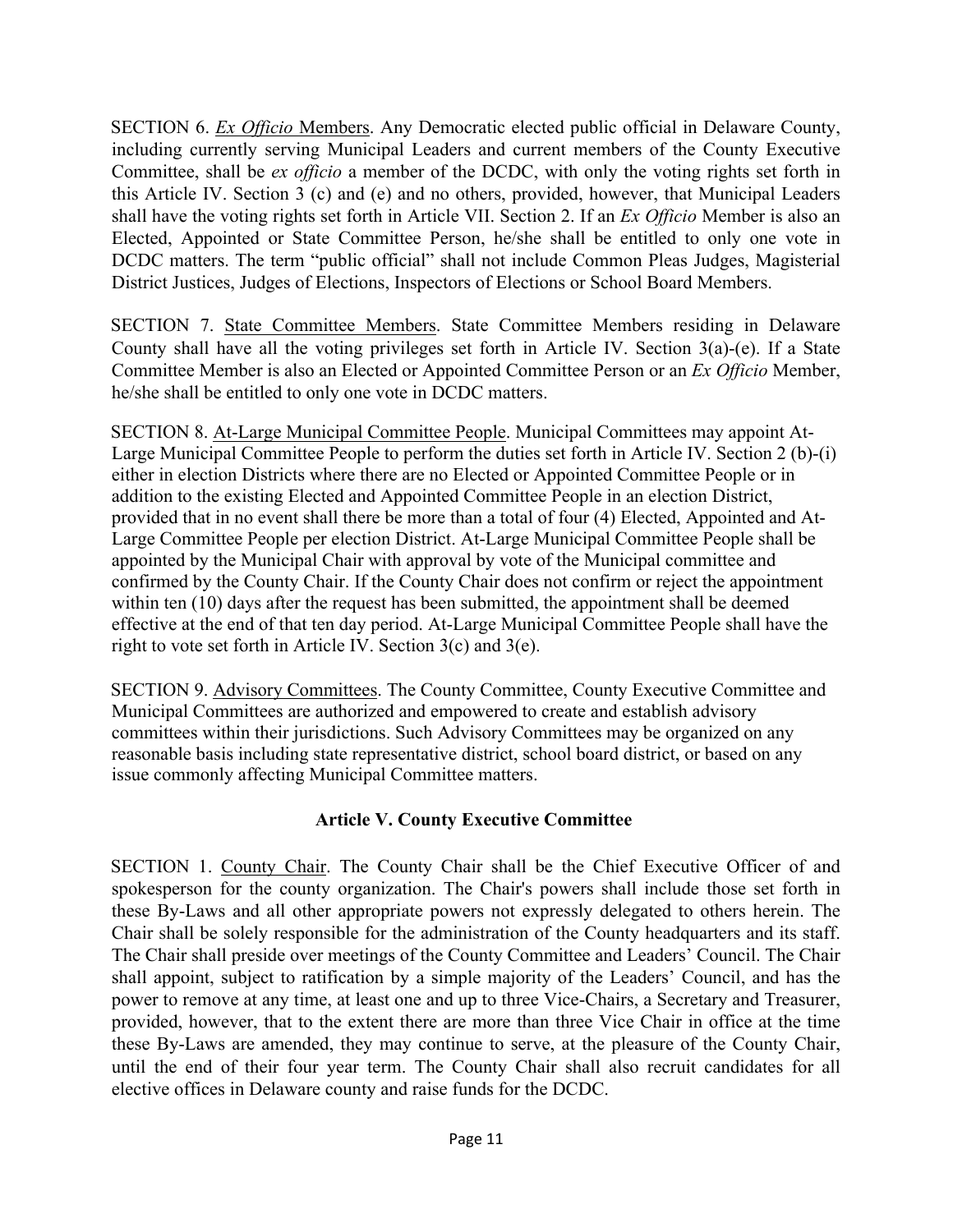SECTION 6. *Ex Officio* Members. Any Democratic elected public official in Delaware County, including currently serving Municipal Leaders and current members of the County Executive Committee, shall be *ex officio* a member of the DCDC, with only the voting rights set forth in this Article IV. Section 3 (c) and (e) and no others, provided, however, that Municipal Leaders shall have the voting rights set forth in Article VII. Section 2. If an *Ex Officio* Member is also an Elected, Appointed or State Committee Person, he/she shall be entitled to only one vote in DCDC matters. The term "public official" shall not include Common Pleas Judges, Magisterial District Justices, Judges of Elections, Inspectors of Elections or School Board Members.

SECTION 7. State Committee Members. State Committee Members residing in Delaware County shall have all the voting privileges set forth in Article IV. Section 3(a)-(e). If a State Committee Member is also an Elected or Appointed Committee Person or an *Ex Officio* Member, he/she shall be entitled to only one vote in DCDC matters.

SECTION 8. At-Large Municipal Committee People. Municipal Committees may appoint At-Large Municipal Committee People to perform the duties set forth in Article IV. Section 2 (b)-(i) either in election Districts where there are no Elected or Appointed Committee People or in addition to the existing Elected and Appointed Committee People in an election District, provided that in no event shall there be more than a total of four (4) Elected, Appointed and At-Large Committee People per election District. At-Large Municipal Committee People shall be appointed by the Municipal Chair with approval by vote of the Municipal committee and confirmed by the County Chair. If the County Chair does not confirm or reject the appointment within ten (10) days after the request has been submitted, the appointment shall be deemed effective at the end of that ten day period. At-Large Municipal Committee People shall have the right to vote set forth in Article IV. Section 3(c) and 3(e).

SECTION 9. Advisory Committees. The County Committee, County Executive Committee and Municipal Committees are authorized and empowered to create and establish advisory committees within their jurisdictions. Such Advisory Committees may be organized on any reasonable basis including state representative district, school board district, or based on any issue commonly affecting Municipal Committee matters.

## Article V. County Executive Committee

SECTION 1. County Chair. The County Chair shall be the Chief Executive Officer of and spokesperson for the county organization. The Chair's powers shall include those set forth in these By-Laws and all other appropriate powers not expressly delegated to others herein. The Chair shall be solely responsible for the administration of the County headquarters and its staff. The Chair shall preside over meetings of the County Committee and Leaders' Council. The Chair shall appoint, subject to ratification by a simple majority of the Leaders' Council, and has the power to remove at any time, at least one and up to three Vice-Chairs, a Secretary and Treasurer, provided, however, that to the extent there are more than three Vice Chair in office at the time these By-Laws are amended, they may continue to serve, at the pleasure of the County Chair, until the end of their four year term. The County Chair shall also recruit candidates for all elective offices in Delaware county and raise funds for the DCDC.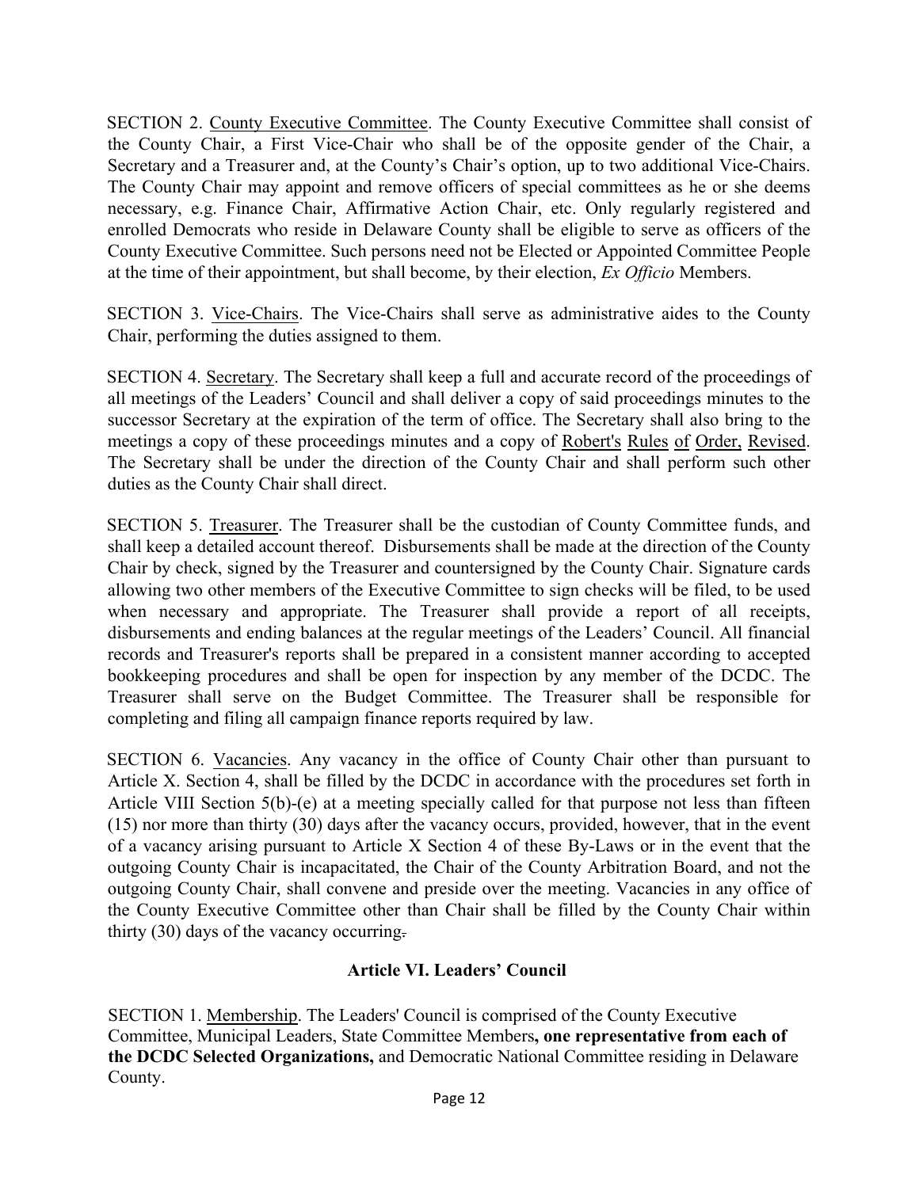SECTION 2. <u>County Executive Committee</u>. The County Executive Committee shall consist of the County Chair, a First Vice-Chair who shall be of the opposite gender of the Chair, a Secretary and a Treasurer and, at the County's Chair's option, up to two additional Vice-Chairs. The County Chair may appoint and remove officers of special committees as he or she deems necessary, e.g. Finance Chair, Affirmative Action Chair, etc. Only regularly registered and enrolled Democrats who reside in Delaware County shall be eligible to serve as officers of the County Executive Committee. Such persons need not be Elected or Appointed Committee People at the time of their appointment, but shall become, by their election, *Ex Officio* Members.

SECTION 3. <u>Vice-Chairs</u>. The Vice-Chairs shall serve as administrative aides to the County Chair, performing the duties assigned to them.

SECTION 4. <u>Secretary</u>. The Secretary shall keep a full and accurate record of the proceedings of all meetings of the Leaders' Council and shall deliver a copy of said proceedings minutes to the successor Secretary at the expiration of the term of office. The Secretary shall also bring to the meetings a copy of these proceedings minutes and a copy of <u>Robert's Rules of Order, Revised</u>. The Secretary shall be under the direction of the County Chair and shall perform such other duties as the County Chair shall direct.

SECTION 5. <u>Treasurer</u>. The Treasurer shall be the custodian of County Committee funds, and shall keep a detailed account thereof. Disbursements shall be made at the direction of the County Chair by check, signed by the Treasurer and countersigned by the County Chair. Signature cards allowing two other members of the Executive Committee to sign checks will be filed, to be used when necessary and appropriate. The Treasurer shall provide a report of all receipts, disbursements and ending balances at the regular meetings of the Leaders' Council. All financial records and Treasurer's reports shall be prepared in a consistent manner according to accepted bookkeeping procedures and shall be open for inspection by any member of the DCDC. The Treasurer shall serve on the Budget Committee. The Treasurer shall be responsible for completing and filing all campaign finance reports required by law.

SECTION 6. <u>Vacancies</u>. Any vacancy in the office of County Chair other than pursuant to Article X. Section 4, shall be filled by the DCDC in accordance with the procedures set forth in Article VIII Section 5(b)-(e) at a meeting specially called for that purpose not less than fifteen (15) nor more than thirty (30) days after the vacancy occurs, provided, however, that in the event of a vacancy arising pursuant to Article X Section 4 of these By-Laws or in the event that the outgoing County Chair is incapacitated, the Chair of the County Arbitration Board, and not the outgoing County Chair, shall convene and preside over the meeting. Vacancies in any office of the County Executive Committee other than Chair shall be filled by the County Chair within thirty (30) days of the vacancy occurring.

## Article VI. Leaders' Council

SECTION 1. <u>Membership</u>. The Leaders' Council is comprised of the County Executive Committee, Municipal Leaders, State Committee Members**, one representative from each of the DCDC Selected Organizations,** and Democratic National Committee residing in Delaware County.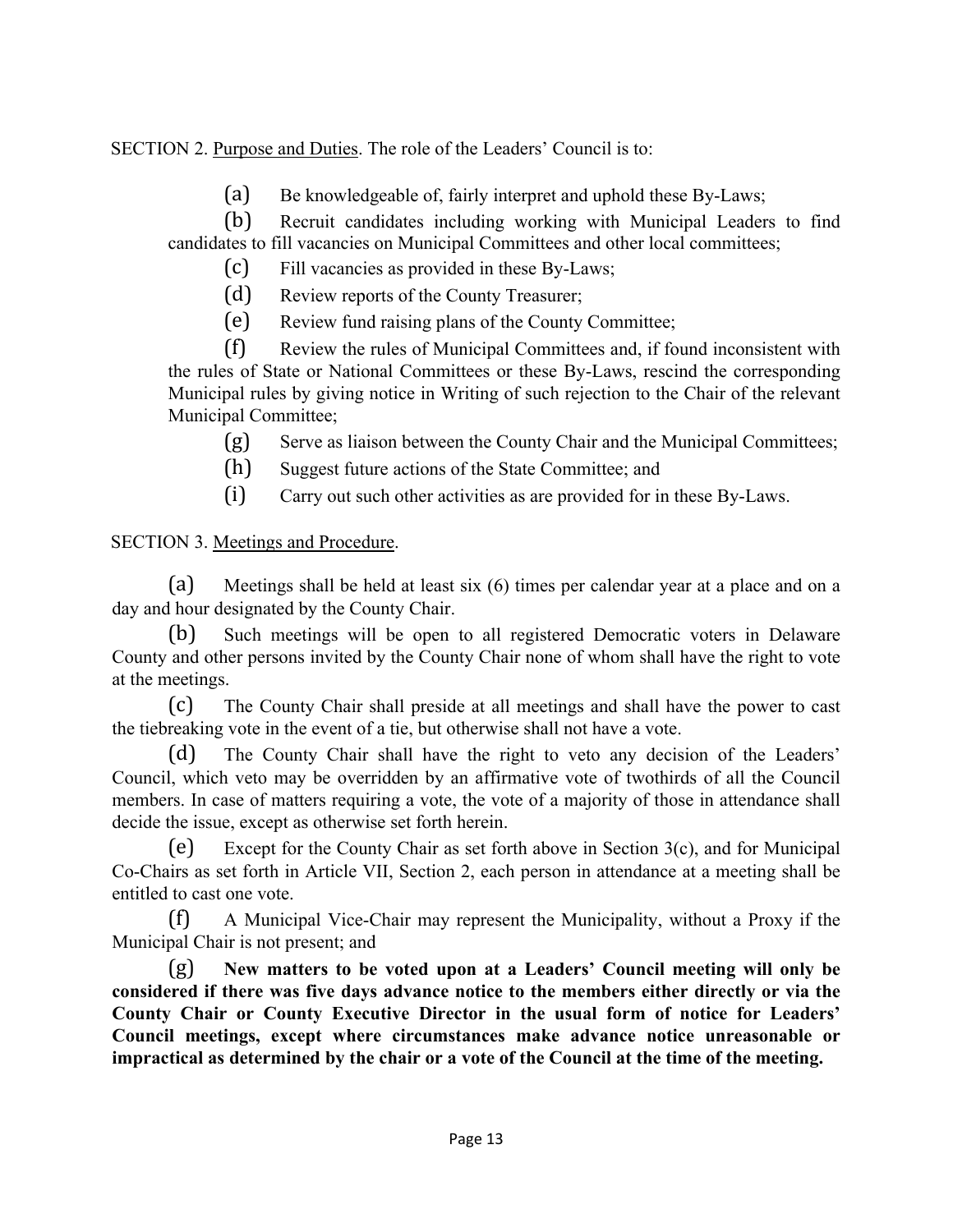SECTION 2. <u>Purpose and Duties</u>. The role of the Leaders' Council is to:

(a) Be knowledgeable of, fairly interpret and uphold these By-Laws;

(b) Recruit candidates including working with Municipal Leaders to find candidates to fill vacancies on Municipal Committees and other local committees;

(c) Fill vacancies as provided in these By-Laws;

(d) Review reports of the County Treasurer;

(e) Review fund raising plans of the County Committee;

(f) Review the rules of Municipal Committees and, if found inconsistent with the rules of State or National Committees or these By-Laws, rescind the corresponding Municipal rules by giving notice in Writing of such rejection to the Chair of the relevant Municipal Committee;

(g) Serve as liaison between the County Chair and the Municipal Committees;

(h) Suggest future actions of the State Committee; and

(i) Carry out such other activities as are provided for in these By-Laws.

SECTION 3. <u>Meetings and Procedure</u>.

(a) Meetings shall be held at least six (6) times per calendar year at a place and on a day and hour designated by the County Chair.

(b) Such meetings will be open to all registered Democratic voters in Delaware County and other persons invited by the County Chair none of whom shall have the right to vote at the meetings.

(c) The County Chair shall preside at all meetings and shall have the power to cast the tiebreaking vote in the event of a tie, but otherwise shall not have a vote.

(d) The County Chair shall have the right to veto any decision of the Leaders' Council, which veto may be overridden by an affirmative vote of twothirds of all the Council members. In case of matters requiring a vote, the vote of a majority of those in attendance shall decide the issue, except as otherwise set forth herein.

(e) Except for the County Chair as set forth above in Section 3(c), and for Municipal Co-Chairs as set forth in Article VII, Section 2, each person in attendance at a meeting shall be entitled to cast one vote.

(f) A Municipal Vice-Chair may represent the Municipality, without a Proxy if the Municipal Chair is not present; and

(g) **New matters to be voted upon at a Leaders' Council meeting will only be considered if there was five days advance notice to the members either directly or via the County Chair or County Executive Director in the usual form of notice for Leaders' Council meetings, except where circumstances make advance notice unreasonable or impractical as determined by the chair or a vote of the Council at the time of the meeting.**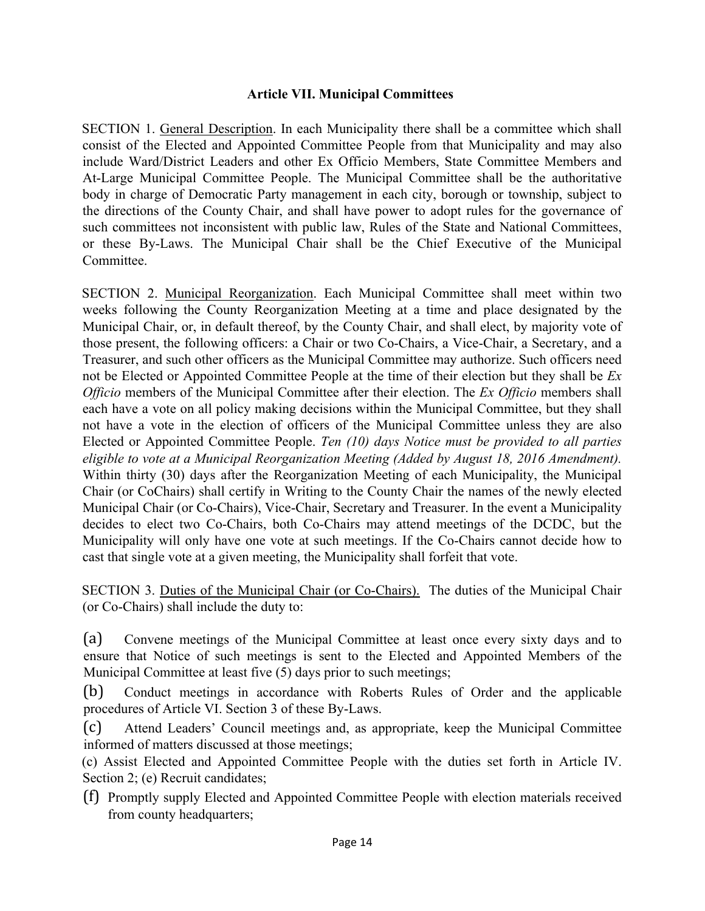## Article VII. Municipal Committees

SECTION 1. General Description. In each Municipality there shall be a committee which shall consist of the Elected and Appointed Committee People from that Municipality and may also include Ward/District Leaders and other Ex Officio Members, State Committee Members and At-Large Municipal Committee People. The Municipal Committee shall be the authoritative body in charge of Democratic Party management in each city, borough or township, subject to the directions of the County Chair, and shall have power to adopt rules for the governance of such committees not inconsistent with public law, Rules of the State and National Committees, or these By-Laws. The Municipal Chair shall be the Chief Executive of the Municipal Committee.

SECTION 2. Municipal Reorganization. Each Municipal Committee shall meet within two weeks following the County Reorganization Meeting at a time and place designated by the Municipal Chair, or, in default thereof, by the County Chair, and shall elect, by majority vote of those present, the following officers: a Chair or two Co-Chairs, a Vice-Chair, a Secretary, and a Treasurer, and such other officers as the Municipal Committee may authorize. Such officers need not be Elected or Appointed Committee People at the time of their election but they shall be *Ex Officio* members of the Municipal Committee after their election. The *Ex Officio* members shall each have a vote on all policy making decisions within the Municipal Committee, but they shall not have a vote in the election of officers of the Municipal Committee unless they are also Elected or Appointed Committee People. *Ten (10) days Notice must be provided to all parties eligible to vote at a Municipal Reorganization Meeting (Added by August 18, 2016 Amendment).* Within thirty (30) days after the Reorganization Meeting of each Municipality, the Municipal Chair (or CoChairs) shall certify in Writing to the County Chair the names of the newly elected Municipal Chair (or Co-Chairs), Vice-Chair, Secretary and Treasurer. In the event a Municipality decides to elect two Co-Chairs, both Co-Chairs may attend meetings of the DCDC, but the Municipality will only have one vote at such meetings. If the Co-Chairs cannot decide how to cast that single vote at a given meeting, the Municipality shall forfeit that vote.

SECTION 3. Duties of the Municipal Chair (or Co-Chairs). The duties of the Municipal Chair (or Co-Chairs) shall include the duty to:

(a) Convene meetings of the Municipal Committee at least once every sixty days and to ensure that Notice of such meetings is sent to the Elected and Appointed Members of the Municipal Committee at least five (5) days prior to such meetings;

(b) Conduct meetings in accordance with Roberts Rules of Order and the applicable procedures of Article VI. Section 3 of these By-Laws.

(c) Attend Leaders' Council meetings and, as appropriate, keep the Municipal Committee informed of matters discussed at those meetings;

(c) Assist Elected and Appointed Committee People with the duties set forth in Article IV. Section 2; (e) Recruit candidates;

(f) Promptly supply Elected and Appointed Committee People with election materials received from county headquarters;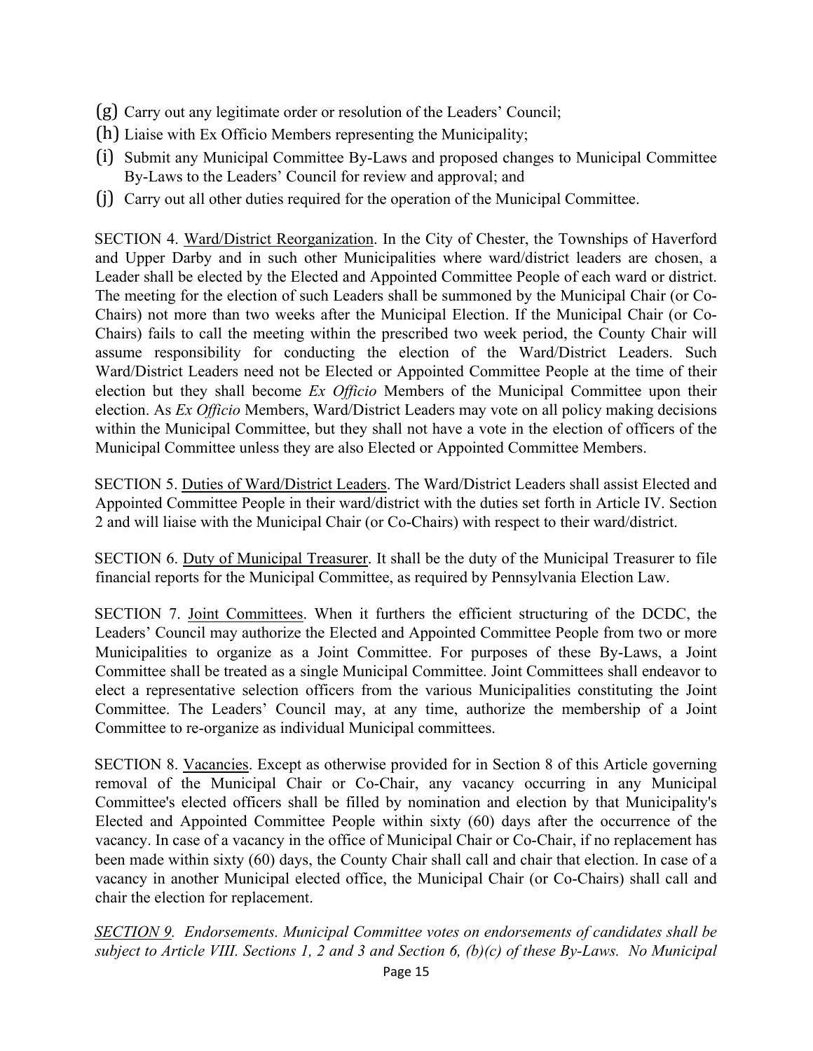(g) Carry out any legitimate order or resolution of the Leaders' Council;
(h) Liaise with Ex Officio Members representing the Municipality;
(i) Submit any Municipal Committee By-Laws and proposed changes to Municipal Committee By-Laws to the Leaders' Council for review and approval; and
(j) Carry out all other duties required for the operation of the Municipal Committee.

SECTION 4. <u>Ward/District Reorganization</u>. In the City of Chester, the Townships of Haverford and Upper Darby and in such other Municipalities where ward/district leaders are chosen, a Leader shall be elected by the Elected and Appointed Committee People of each ward or district. The meeting for the election of such Leaders shall be summoned by the Municipal Chair (or Co-Chairs) not more than two weeks after the Municipal Election. If the Municipal Chair (or Co-Chairs) fails to call the meeting within the prescribed two week period, the County Chair will assume responsibility for conducting the election of the Ward/District Leaders. Such Ward/District Leaders need not be Elected or Appointed Committee People at the time of their election but they shall become *Ex Officio* Members of the Municipal Committee upon their election. As *Ex Officio* Members, Ward/District Leaders may vote on all policy making decisions within the Municipal Committee, but they shall not have a vote in the election of officers of the Municipal Committee unless they are also Elected or Appointed Committee Members.

SECTION 5. <u>Duties of Ward/District Leaders</u>. The Ward/District Leaders shall assist Elected and Appointed Committee People in their ward/district with the duties set forth in Article IV. Section 2 and will liaise with the Municipal Chair (or Co-Chairs) with respect to their ward/district.

SECTION 6. <u>Duty of Municipal Treasurer</u>. It shall be the duty of the Municipal Treasurer to file financial reports for the Municipal Committee, as required by Pennsylvania Election Law.

SECTION 7. <u>Joint Committees</u>. When it furthers the efficient structuring of the DCDC, the Leaders' Council may authorize the Elected and Appointed Committee People from two or more Municipalities to organize as a Joint Committee. For purposes of these By-Laws, a Joint Committee shall be treated as a single Municipal Committee. Joint Committees shall endeavor to elect a representative selection officers from the various Municipalities constituting the Joint Committee. The Leaders' Council may, at any time, authorize the membership of a Joint Committee to re-organize as individual Municipal committees.

SECTION 8. <u>Vacancies</u>. Except as otherwise provided for in Section 8 of this Article governing removal of the Municipal Chair or Co-Chair, any vacancy occurring in any Municipal Committee's elected officers shall be filled by nomination and election by that Municipality's Elected and Appointed Committee People within sixty (60) days after the occurrence of the vacancy. In case of a vacancy in the office of Municipal Chair or Co-Chair, if no replacement has been made within sixty (60) days, the County Chair shall call and chair that election. In case of a vacancy in another Municipal elected office, the Municipal Chair (or Co-Chairs) shall call and chair the election for replacement.

*<u>SECTION 9</u>. Endorsements. Municipal Committee votes on endorsements of candidates shall be subject to Article VIII. Sections 1, 2 and 3 and Section 6, (b)(c) of these By-Laws. No Municipal*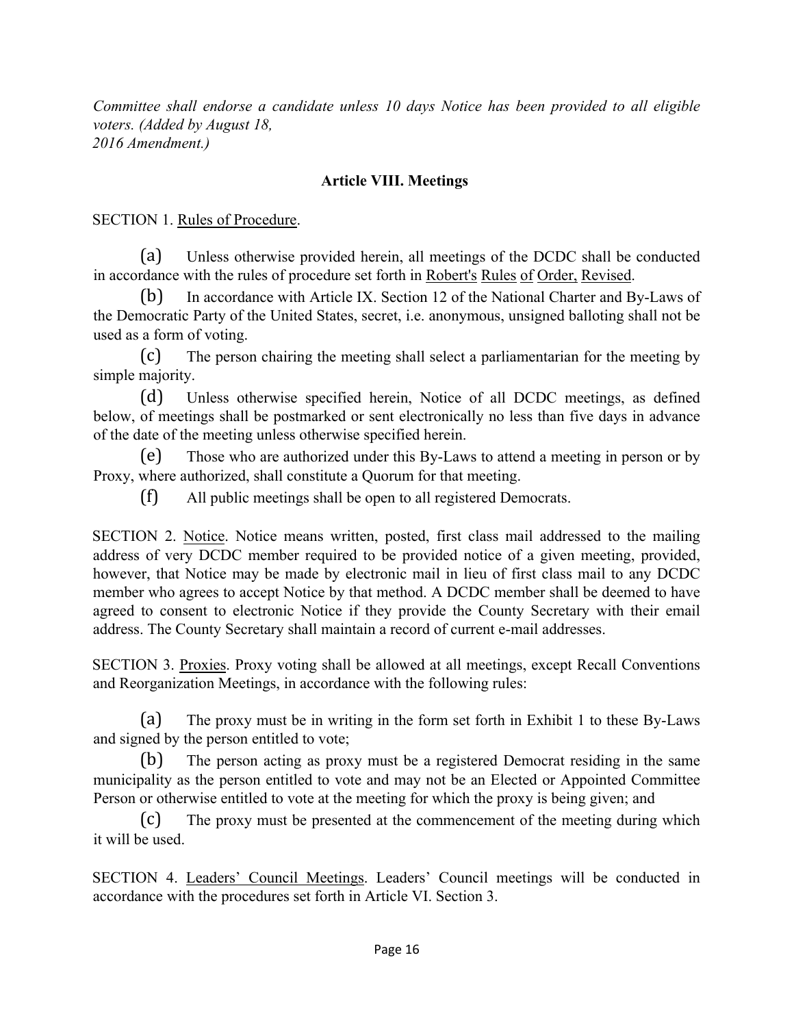*Committee shall endorse a candidate unless 10 days Notice has been provided to all eligible voters. (Added by August 18, 2016 Amendment.)*

## Article VIII. Meetings

SECTION 1. Rules of Procedure.

(a) Unless otherwise provided herein, all meetings of the DCDC shall be conducted in accordance with the rules of procedure set forth in Robert's Rules of Order, Revised.

(b) In accordance with Article IX. Section 12 of the National Charter and By-Laws of the Democratic Party of the United States, secret, i.e. anonymous, unsigned balloting shall not be used as a form of voting.

(c) The person chairing the meeting shall select a parliamentarian for the meeting by simple majority.

(d) Unless otherwise specified herein, Notice of all DCDC meetings, as defined below, of meetings shall be postmarked or sent electronically no less than five days in advance of the date of the meeting unless otherwise specified herein.

(e) Those who are authorized under this By-Laws to attend a meeting in person or by Proxy, where authorized, shall constitute a Quorum for that meeting.

(f) All public meetings shall be open to all registered Democrats.

SECTION 2. Notice. Notice means written, posted, first class mail addressed to the mailing address of very DCDC member required to be provided notice of a given meeting, provided, however, that Notice may be made by electronic mail in lieu of first class mail to any DCDC member who agrees to accept Notice by that method. A DCDC member shall be deemed to have agreed to consent to electronic Notice if they provide the County Secretary with their email address. The County Secretary shall maintain a record of current e-mail addresses.

SECTION 3. Proxies. Proxy voting shall be allowed at all meetings, except Recall Conventions and Reorganization Meetings, in accordance with the following rules:

(a) The proxy must be in writing in the form set forth in Exhibit 1 to these By-Laws and signed by the person entitled to vote;

(b) The person acting as proxy must be a registered Democrat residing in the same municipality as the person entitled to vote and may not be an Elected or Appointed Committee Person or otherwise entitled to vote at the meeting for which the proxy is being given; and

(c) The proxy must be presented at the commencement of the meeting during which it will be used.

SECTION 4. Leaders' Council Meetings. Leaders' Council meetings will be conducted in accordance with the procedures set forth in Article VI. Section 3.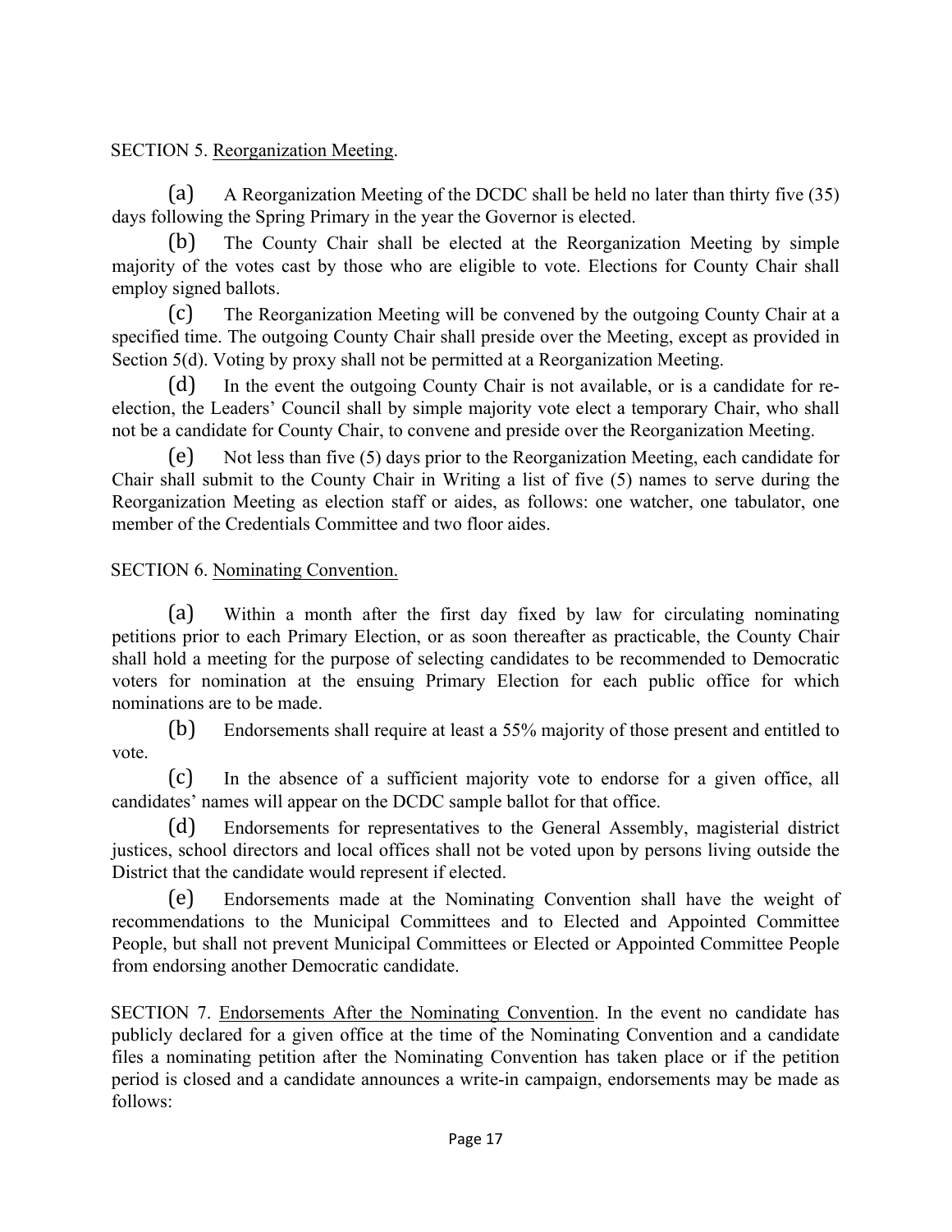SECTION 5. Reorganization Meeting.

(a) A Reorganization Meeting of the DCDC shall be held no later than thirty five (35) days following the Spring Primary in the year the Governor is elected.

(b) The County Chair shall be elected at the Reorganization Meeting by simple majority of the votes cast by those who are eligible to vote. Elections for County Chair shall employ signed ballots.

(c) The Reorganization Meeting will be convened by the outgoing County Chair at a specified time. The outgoing County Chair shall preside over the Meeting, except as provided in Section 5(d). Voting by proxy shall not be permitted at a Reorganization Meeting.

(d) In the event the outgoing County Chair is not available, or is a candidate for re-election, the Leaders' Council shall by simple majority vote elect a temporary Chair, who shall not be a candidate for County Chair, to convene and preside over the Reorganization Meeting.

(e) Not less than five (5) days prior to the Reorganization Meeting, each candidate for Chair shall submit to the County Chair in Writing a list of five (5) names to serve during the Reorganization Meeting as election staff or aides, as follows: one watcher, one tabulator, one member of the Credentials Committee and two floor aides.

SECTION 6. Nominating Convention.

(a) Within a month after the first day fixed by law for circulating nominating petitions prior to each Primary Election, or as soon thereafter as practicable, the County Chair shall hold a meeting for the purpose of selecting candidates to be recommended to Democratic voters for nomination at the ensuing Primary Election for each public office for which nominations are to be made.

(b) Endorsements shall require at least a 55% majority of those present and entitled to vote.

(c) In the absence of a sufficient majority vote to endorse for a given office, all candidates' names will appear on the DCDC sample ballot for that office.

(d) Endorsements for representatives to the General Assembly, magisterial district justices, school directors and local offices shall not be voted upon by persons living outside the District that the candidate would represent if elected.

(e) Endorsements made at the Nominating Convention shall have the weight of recommendations to the Municipal Committees and to Elected and Appointed Committee People, but shall not prevent Municipal Committees or Elected or Appointed Committee People from endorsing another Democratic candidate.

SECTION 7. Endorsements After the Nominating Convention. In the event no candidate has publicly declared for a given office at the time of the Nominating Convention and a candidate files a nominating petition after the Nominating Convention has taken place or if the petition period is closed and a candidate announces a write-in campaign, endorsements may be made as follows: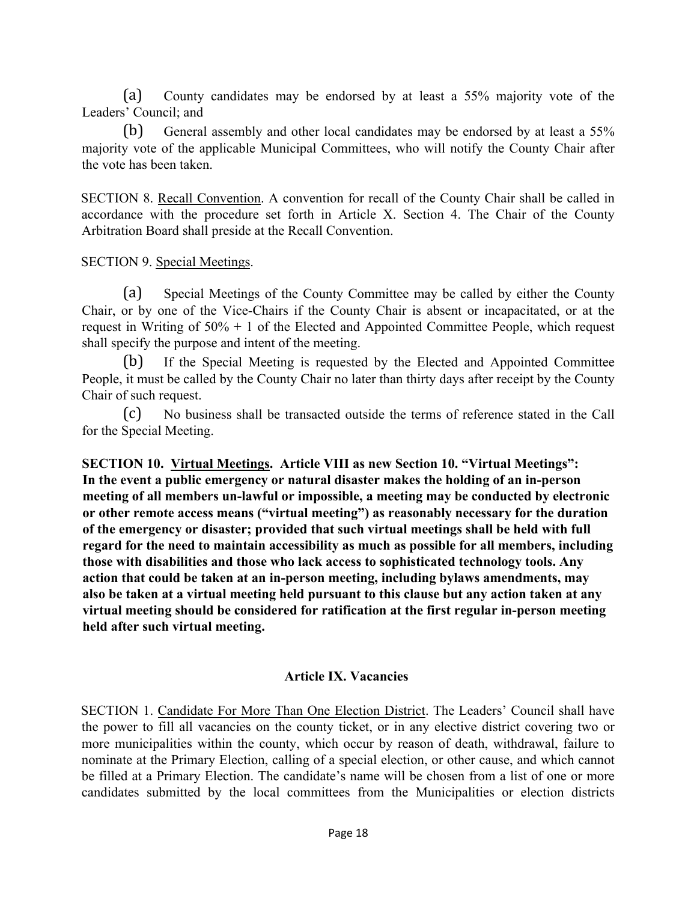(a) County candidates may be endorsed by at least a 55% majority vote of the Leaders' Council; and

(b) General assembly and other local candidates may be endorsed by at least a 55% majority vote of the applicable Municipal Committees, who will notify the County Chair after the vote has been taken.

SECTION 8. Recall Convention. A convention for recall of the County Chair shall be called in accordance with the procedure set forth in Article X. Section 4. The Chair of the County Arbitration Board shall preside at the Recall Convention.

SECTION 9. Special Meetings.

(a) Special Meetings of the County Committee may be called by either the County Chair, or by one of the Vice-Chairs if the County Chair is absent or incapacitated, or at the request in Writing of 50% + 1 of the Elected and Appointed Committee People, which request shall specify the purpose and intent of the meeting.

(b) If the Special Meeting is requested by the Elected and Appointed Committee People, it must be called by the County Chair no later than thirty days after receipt by the County Chair of such request.

(c) No business shall be transacted outside the terms of reference stated in the Call for the Special Meeting.

**SECTION 10. Virtual Meetings. Article VIII as new Section 10. "Virtual Meetings": In the event a public emergency or natural disaster makes the holding of an in-person meeting of all members un-lawful or impossible, a meeting may be conducted by electronic or other remote access means ("virtual meeting") as reasonably necessary for the duration of the emergency or disaster; provided that such virtual meetings shall be held with full regard for the need to maintain accessibility as much as possible for all members, including those with disabilities and those who lack access to sophisticated technology tools. Any action that could be taken at an in-person meeting, including bylaws amendments, may also be taken at a virtual meeting held pursuant to this clause but any action taken at any virtual meeting should be considered for ratification at the first regular in-person meeting held after such virtual meeting.**

## Article IX. Vacancies

SECTION 1. Candidate For More Than One Election District. The Leaders' Council shall have the power to fill all vacancies on the county ticket, or in any elective district covering two or more municipalities within the county, which occur by reason of death, withdrawal, failure to nominate at the Primary Election, calling of a special election, or other cause, and which cannot be filled at a Primary Election. The candidate's name will be chosen from a list of one or more candidates submitted by the local committees from the Municipalities or election districts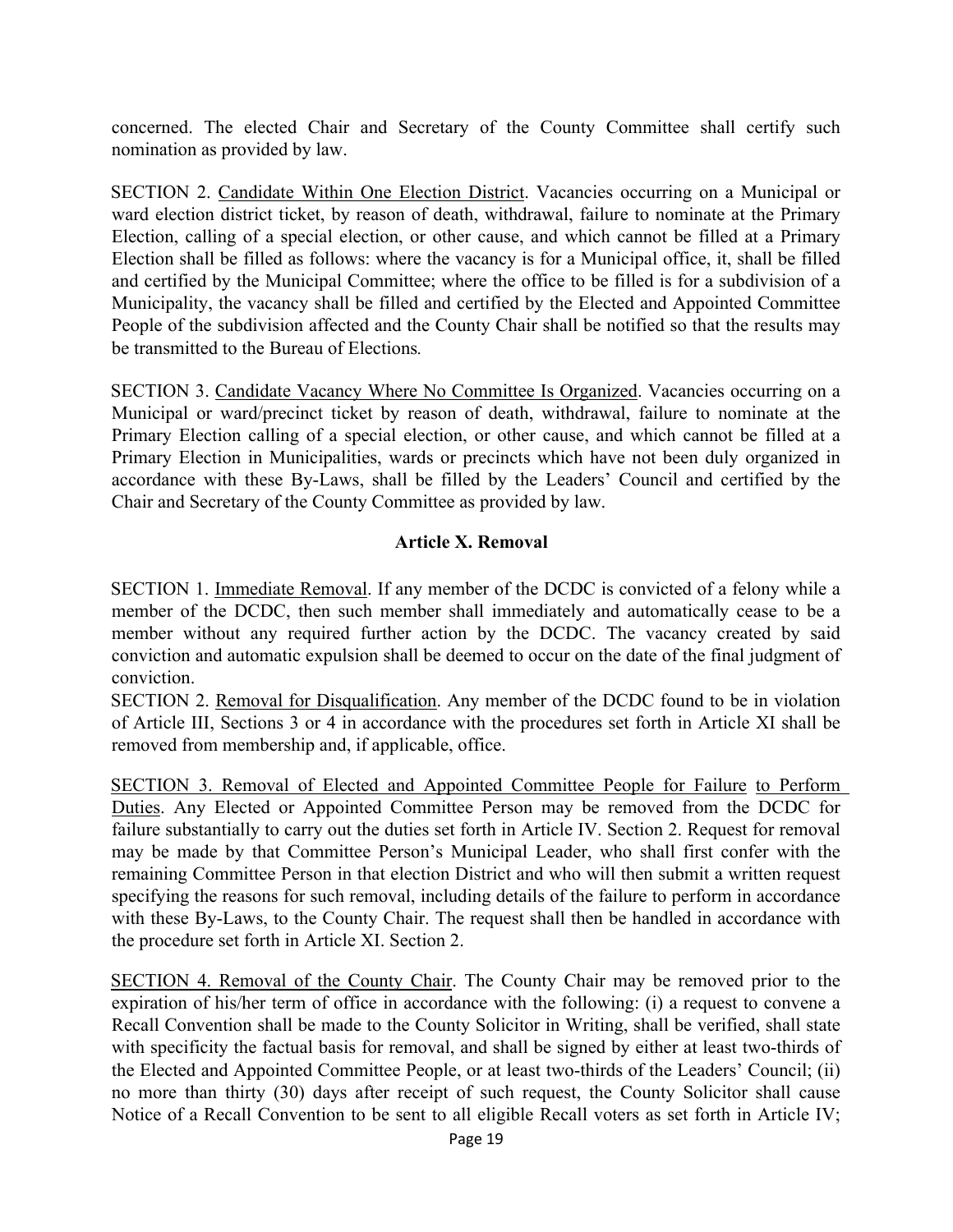concerned. The elected Chair and Secretary of the County Committee shall certify such nomination as provided by law.

SECTION 2. Candidate Within One Election District. Vacancies occurring on a Municipal or ward election district ticket, by reason of death, withdrawal, failure to nominate at the Primary Election, calling of a special election, or other cause, and which cannot be filled at a Primary Election shall be filled as follows: where the vacancy is for a Municipal office, it, shall be filled and certified by the Municipal Committee; where the office to be filled is for a subdivision of a Municipality, the vacancy shall be filled and certified by the Elected and Appointed Committee People of the subdivision affected and the County Chair shall be notified so that the results may be transmitted to the Bureau of Elections.

SECTION 3. Candidate Vacancy Where No Committee Is Organized. Vacancies occurring on a Municipal or ward/precinct ticket by reason of death, withdrawal, failure to nominate at the Primary Election calling of a special election, or other cause, and which cannot be filled at a Primary Election in Municipalities, wards or precincts which have not been duly organized in accordance with these By-Laws, shall be filled by the Leaders' Council and certified by the Chair and Secretary of the County Committee as provided by law.

## Article X. Removal

SECTION 1. Immediate Removal. If any member of the DCDC is convicted of a felony while a member of the DCDC, then such member shall immediately and automatically cease to be a member without any required further action by the DCDC. The vacancy created by said conviction and automatic expulsion shall be deemed to occur on the date of the final judgment of conviction.

SECTION 2. Removal for Disqualification. Any member of the DCDC found to be in violation of Article III, Sections 3 or 4 in accordance with the procedures set forth in Article XI shall be removed from membership and, if applicable, office.

SECTION 3. Removal of Elected and Appointed Committee People for Failure to Perform Duties. Any Elected or Appointed Committee Person may be removed from the DCDC for failure substantially to carry out the duties set forth in Article IV. Section 2. Request for removal may be made by that Committee Person's Municipal Leader, who shall first confer with the remaining Committee Person in that election District and who will then submit a written request specifying the reasons for such removal, including details of the failure to perform in accordance with these By-Laws, to the County Chair. The request shall then be handled in accordance with the procedure set forth in Article XI. Section 2.

SECTION 4. Removal of the County Chair. The County Chair may be removed prior to the expiration of his/her term of office in accordance with the following: (i) a request to convene a Recall Convention shall be made to the County Solicitor in Writing, shall be verified, shall state with specificity the factual basis for removal, and shall be signed by either at least two-thirds of the Elected and Appointed Committee People, or at least two-thirds of the Leaders' Council; (ii) no more than thirty (30) days after receipt of such request, the County Solicitor shall cause Notice of a Recall Convention to be sent to all eligible Recall voters as set forth in Article IV;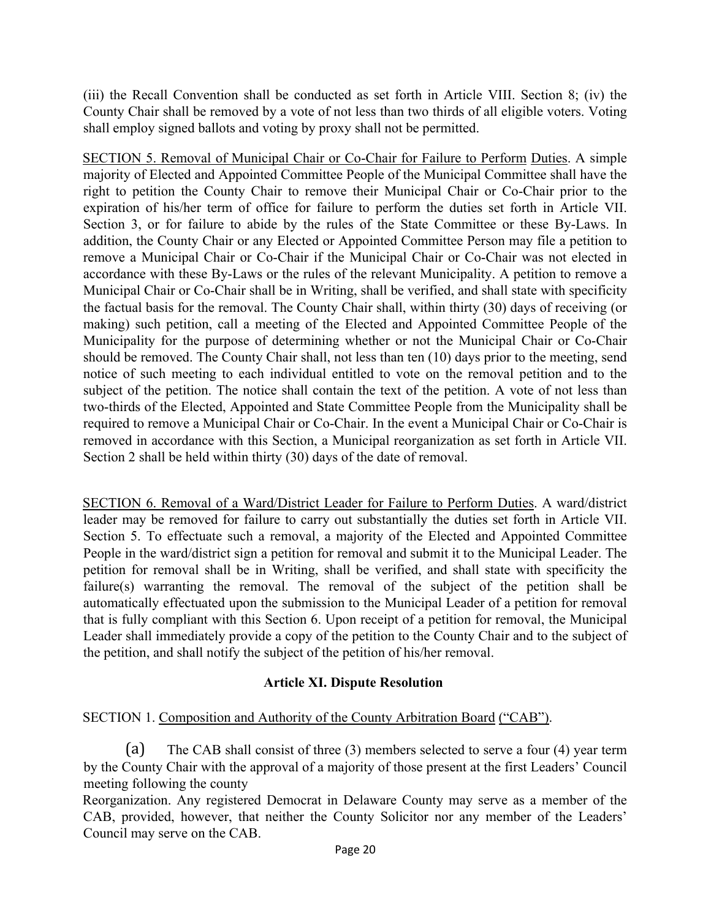(iii) the Recall Convention shall be conducted as set forth in Article VIII. Section 8; (iv) the County Chair shall be removed by a vote of not less than two thirds of all eligible voters. Voting shall employ signed ballots and voting by proxy shall not be permitted.

SECTION 5. Removal of Municipal Chair or Co-Chair for Failure to Perform Duties. A simple majority of Elected and Appointed Committee People of the Municipal Committee shall have the right to petition the County Chair to remove their Municipal Chair or Co-Chair prior to the expiration of his/her term of office for failure to perform the duties set forth in Article VII. Section 3, or for failure to abide by the rules of the State Committee or these By-Laws. In addition, the County Chair or any Elected or Appointed Committee Person may file a petition to remove a Municipal Chair or Co-Chair if the Municipal Chair or Co-Chair was not elected in accordance with these By-Laws or the rules of the relevant Municipality. A petition to remove a Municipal Chair or Co-Chair shall be in Writing, shall be verified, and shall state with specificity the factual basis for the removal. The County Chair shall, within thirty (30) days of receiving (or making) such petition, call a meeting of the Elected and Appointed Committee People of the Municipality for the purpose of determining whether or not the Municipal Chair or Co-Chair should be removed. The County Chair shall, not less than ten (10) days prior to the meeting, send notice of such meeting to each individual entitled to vote on the removal petition and to the subject of the petition. The notice shall contain the text of the petition. A vote of not less than two-thirds of the Elected, Appointed and State Committee People from the Municipality shall be required to remove a Municipal Chair or Co-Chair. In the event a Municipal Chair or Co-Chair is removed in accordance with this Section, a Municipal reorganization as set forth in Article VII. Section 2 shall be held within thirty (30) days of the date of removal.

SECTION 6. Removal of a Ward/District Leader for Failure to Perform Duties. A ward/district leader may be removed for failure to carry out substantially the duties set forth in Article VII. Section 5. To effectuate such a removal, a majority of the Elected and Appointed Committee People in the ward/district sign a petition for removal and submit it to the Municipal Leader. The petition for removal shall be in Writing, shall be verified, and shall state with specificity the failure(s) warranting the removal. The removal of the subject of the petition shall be automatically effectuated upon the submission to the Municipal Leader of a petition for removal that is fully compliant with this Section 6. Upon receipt of a petition for removal, the Municipal Leader shall immediately provide a copy of the petition to the County Chair and to the subject of the petition, and shall notify the subject of the petition of his/her removal.

## Article XI. Dispute Resolution

SECTION 1. Composition and Authority of the County Arbitration Board ("CAB").

(a) The CAB shall consist of three (3) members selected to serve a four (4) year term by the County Chair with the approval of a majority of those present at the first Leaders' Council meeting following the county Reorganization. Any registered Democrat in Delaware County may serve as a member of the CAB, provided, however, that neither the County Solicitor nor any member of the Leaders' Council may serve on the CAB.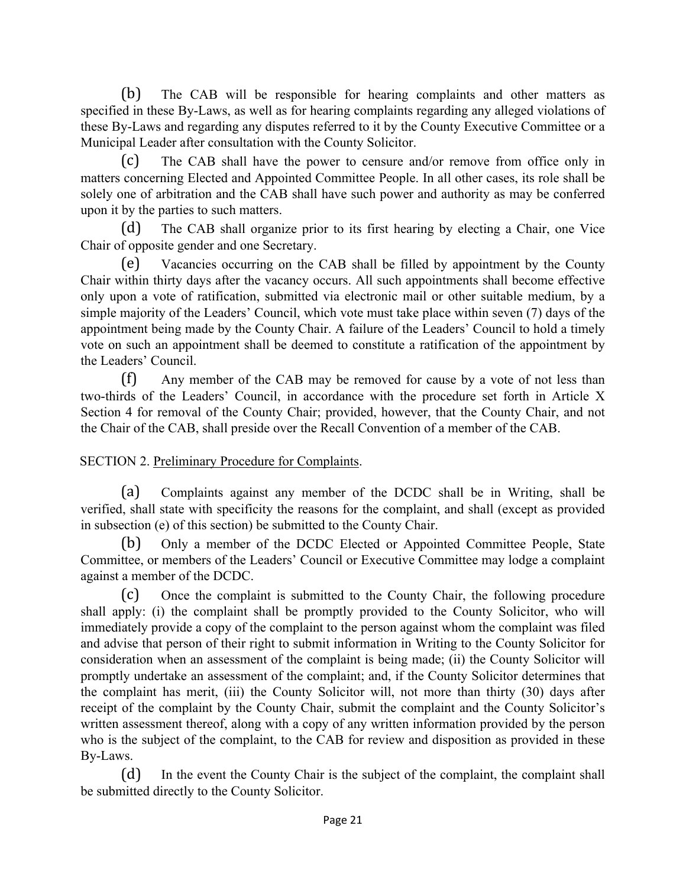(b) The CAB will be responsible for hearing complaints and other matters as specified in these By-Laws, as well as for hearing complaints regarding any alleged violations of these By-Laws and regarding any disputes referred to it by the County Executive Committee or a Municipal Leader after consultation with the County Solicitor.

(c) The CAB shall have the power to censure and/or remove from office only in matters concerning Elected and Appointed Committee People. In all other cases, its role shall be solely one of arbitration and the CAB shall have such power and authority as may be conferred upon it by the parties to such matters.

(d) The CAB shall organize prior to its first hearing by electing a Chair, one Vice Chair of opposite gender and one Secretary.

(e) Vacancies occurring on the CAB shall be filled by appointment by the County Chair within thirty days after the vacancy occurs. All such appointments shall become effective only upon a vote of ratification, submitted via electronic mail or other suitable medium, by a simple majority of the Leaders' Council, which vote must take place within seven (7) days of the appointment being made by the County Chair. A failure of the Leaders' Council to hold a timely vote on such an appointment shall be deemed to constitute a ratification of the appointment by the Leaders' Council.

(f) Any member of the CAB may be removed for cause by a vote of not less than two-thirds of the Leaders' Council, in accordance with the procedure set forth in Article X Section 4 for removal of the County Chair; provided, however, that the County Chair, and not the Chair of the CAB, shall preside over the Recall Convention of a member of the CAB.

SECTION 2. <u>Preliminary Procedure for Complaints</u>.

(a) Complaints against any member of the DCDC shall be in Writing, shall be verified, shall state with specificity the reasons for the complaint, and shall (except as provided in subsection (e) of this section) be submitted to the County Chair.

(b) Only a member of the DCDC Elected or Appointed Committee People, State Committee, or members of the Leaders' Council or Executive Committee may lodge a complaint against a member of the DCDC.

(c) Once the complaint is submitted to the County Chair, the following procedure shall apply: (i) the complaint shall be promptly provided to the County Solicitor, who will immediately provide a copy of the complaint to the person against whom the complaint was filed and advise that person of their right to submit information in Writing to the County Solicitor for consideration when an assessment of the complaint is being made; (ii) the County Solicitor will promptly undertake an assessment of the complaint; and, if the County Solicitor determines that the complaint has merit, (iii) the County Solicitor will, not more than thirty (30) days after receipt of the complaint by the County Chair, submit the complaint and the County Solicitor's written assessment thereof, along with a copy of any written information provided by the person who is the subject of the complaint, to the CAB for review and disposition as provided in these By-Laws.

(d) In the event the County Chair is the subject of the complaint, the complaint shall be submitted directly to the County Solicitor.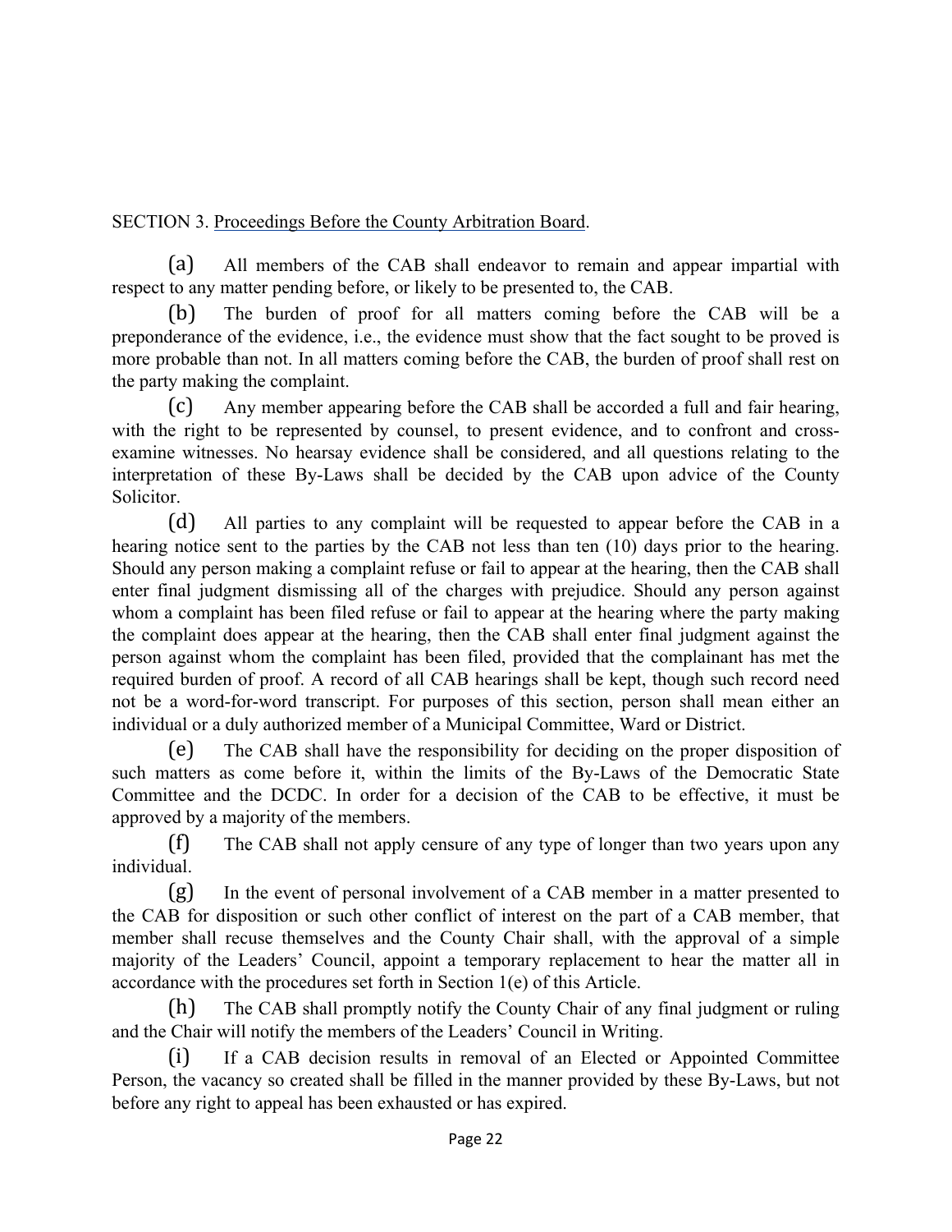SECTION 3. Proceedings Before the County Arbitration Board.

(a) All members of the CAB shall endeavor to remain and appear impartial with respect to any matter pending before, or likely to be presented to, the CAB.

(b) The burden of proof for all matters coming before the CAB will be a preponderance of the evidence, i.e., the evidence must show that the fact sought to be proved is more probable than not. In all matters coming before the CAB, the burden of proof shall rest on the party making the complaint.

(c) Any member appearing before the CAB shall be accorded a full and fair hearing, with the right to be represented by counsel, to present evidence, and to confront and cross-examine witnesses. No hearsay evidence shall be considered, and all questions relating to the interpretation of these By-Laws shall be decided by the CAB upon advice of the County Solicitor.

(d) All parties to any complaint will be requested to appear before the CAB in a hearing notice sent to the parties by the CAB not less than ten (10) days prior to the hearing. Should any person making a complaint refuse or fail to appear at the hearing, then the CAB shall enter final judgment dismissing all of the charges with prejudice. Should any person against whom a complaint has been filed refuse or fail to appear at the hearing where the party making the complaint does appear at the hearing, then the CAB shall enter final judgment against the person against whom the complaint has been filed, provided that the complainant has met the required burden of proof. A record of all CAB hearings shall be kept, though such record need not be a word-for-word transcript. For purposes of this section, person shall mean either an individual or a duly authorized member of a Municipal Committee, Ward or District.

(e) The CAB shall have the responsibility for deciding on the proper disposition of such matters as come before it, within the limits of the By-Laws of the Democratic State Committee and the DCDC. In order for a decision of the CAB to be effective, it must be approved by a majority of the members.

(f) The CAB shall not apply censure of any type of longer than two years upon any individual.

(g) In the event of personal involvement of a CAB member in a matter presented to the CAB for disposition or such other conflict of interest on the part of a CAB member, that member shall recuse themselves and the County Chair shall, with the approval of a simple majority of the Leaders' Council, appoint a temporary replacement to hear the matter all in accordance with the procedures set forth in Section 1(e) of this Article.

(h) The CAB shall promptly notify the County Chair of any final judgment or ruling and the Chair will notify the members of the Leaders' Council in Writing.

(i) If a CAB decision results in removal of an Elected or Appointed Committee Person, the vacancy so created shall be filled in the manner provided by these By-Laws, but not before any right to appeal has been exhausted or has expired.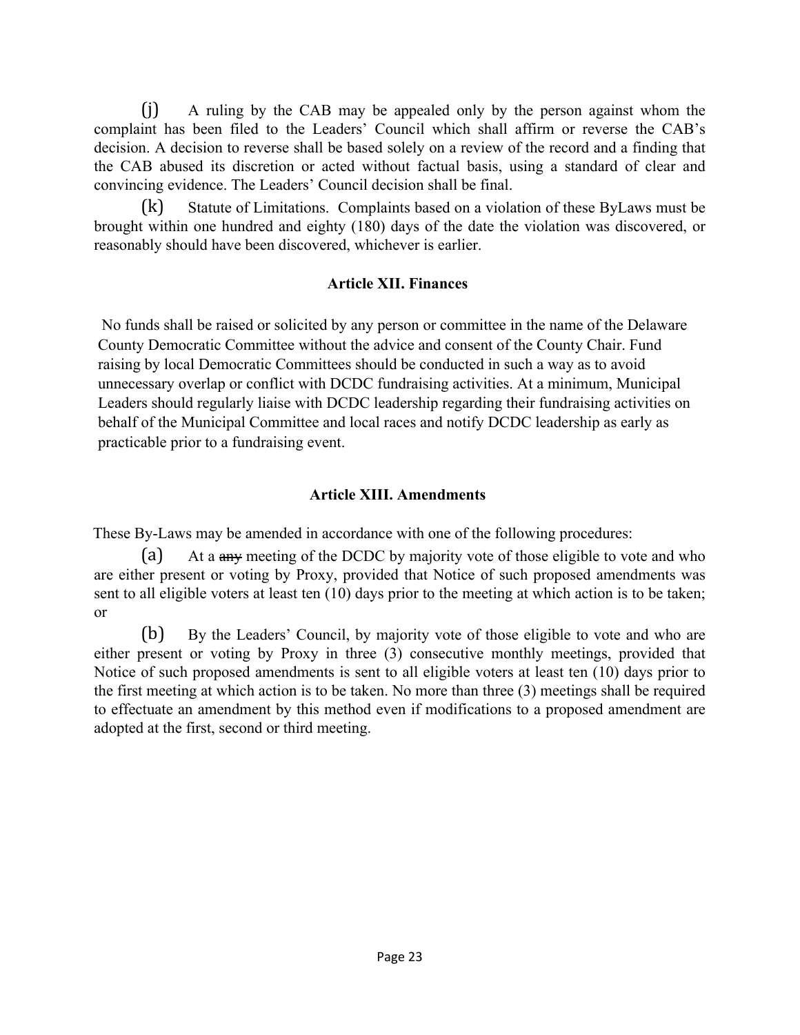(j) A ruling by the CAB may be appealed only by the person against whom the complaint has been filed to the Leaders' Council which shall affirm or reverse the CAB's decision. A decision to reverse shall be based solely on a review of the record and a finding that the CAB abused its discretion or acted without factual basis, using a standard of clear and convincing evidence. The Leaders' Council decision shall be final.

(k) Statute of Limitations. Complaints based on a violation of these ByLaws must be brought within one hundred and eighty (180) days of the date the violation was discovered, or reasonably should have been discovered, whichever is earlier.

## Article XII. Finances

No funds shall be raised or solicited by any person or committee in the name of the Delaware County Democratic Committee without the advice and consent of the County Chair. Fund raising by local Democratic Committees should be conducted in such a way as to avoid unnecessary overlap or conflict with DCDC fundraising activities. At a minimum, Municipal Leaders should regularly liaise with DCDC leadership regarding their fundraising activities on behalf of the Municipal Committee and local races and notify DCDC leadership as early as practicable prior to a fundraising event.

## Article XIII. Amendments

These By-Laws may be amended in accordance with one of the following procedures:

(a) At a ~~any~~ meeting of the DCDC by majority vote of those eligible to vote and who are either present or voting by Proxy, provided that Notice of such proposed amendments was sent to all eligible voters at least ten (10) days prior to the meeting at which action is to be taken; or

(b) By the Leaders' Council, by majority vote of those eligible to vote and who are either present or voting by Proxy in three (3) consecutive monthly meetings, provided that Notice of such proposed amendments is sent to all eligible voters at least ten (10) days prior to the first meeting at which action is to be taken. No more than three (3) meetings shall be required to effectuate an amendment by this method even if modifications to a proposed amendment are adopted at the first, second or third meeting.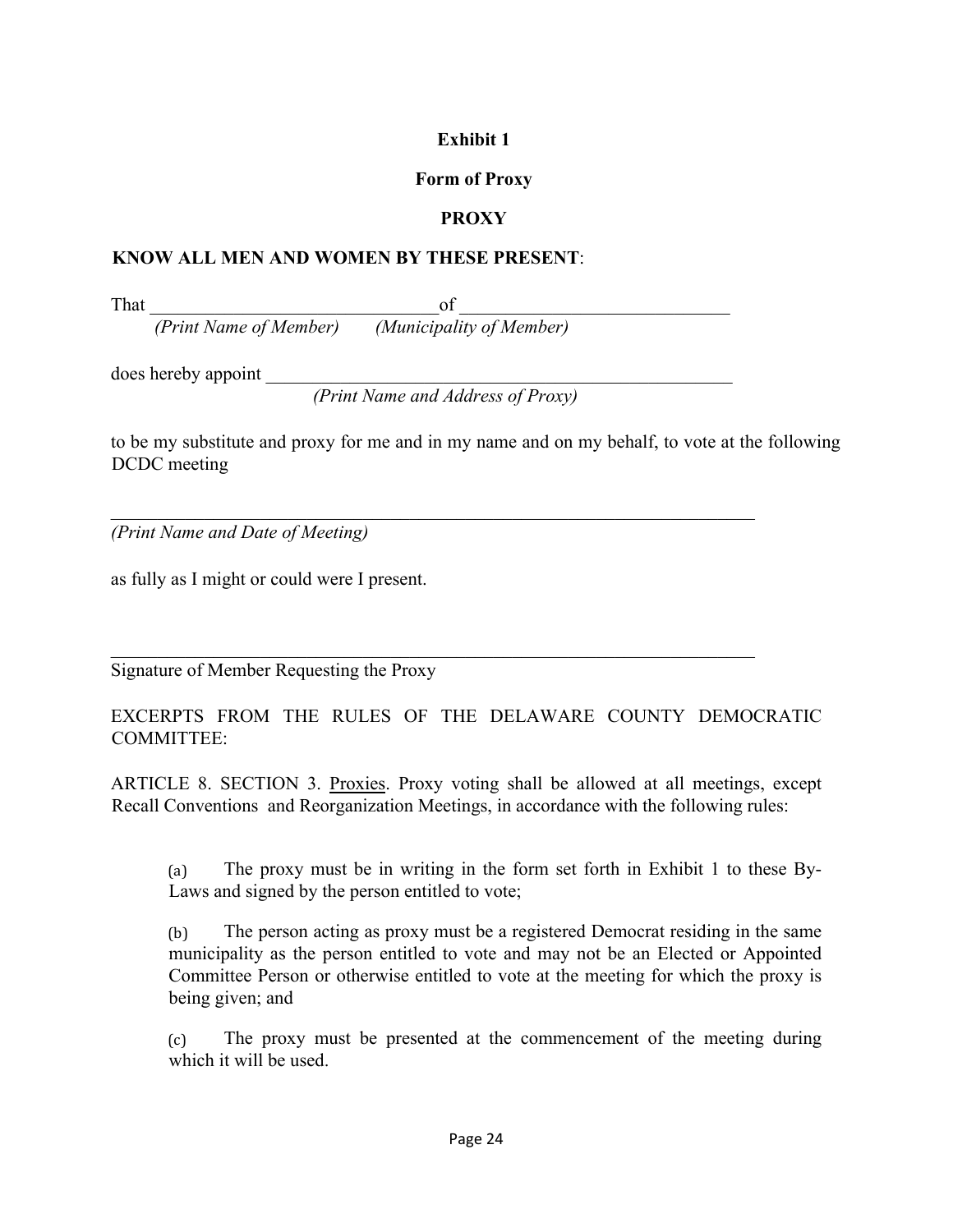**Exhibit 1**

**Form of Proxy**

**PROXY**

**KNOW ALL MEN AND WOMEN BY THESE PRESENT**:

That _______________________________ of _____________________________
*(Print Name of Member)* *(Municipality of Member)*

does hereby appoint ___________________________________________________
*(Print Name and Address of Proxy)*

to be my substitute and proxy for me and in my name and on my behalf, to vote at the following DCDC meeting

________________________________________________________________________
*(Print Name and Date of Meeting)*

as fully as I might or could were I present.

________________________________________________________________________
Signature of Member Requesting the Proxy

EXCERPTS FROM THE RULES OF THE DELAWARE COUNTY DEMOCRATIC COMMITTEE:

ARTICLE 8. SECTION 3. <u>Proxies</u>. Proxy voting shall be allowed at all meetings, except Recall Conventions and Reorganization Meetings, in accordance with the following rules:

(a) The proxy must be in writing in the form set forth in Exhibit 1 to these By-Laws and signed by the person entitled to vote;

(b) The person acting as proxy must be a registered Democrat residing in the same municipality as the person entitled to vote and may not be an Elected or Appointed Committee Person or otherwise entitled to vote at the meeting for which the proxy is being given; and

(c) The proxy must be presented at the commencement of the meeting during which it will be used.